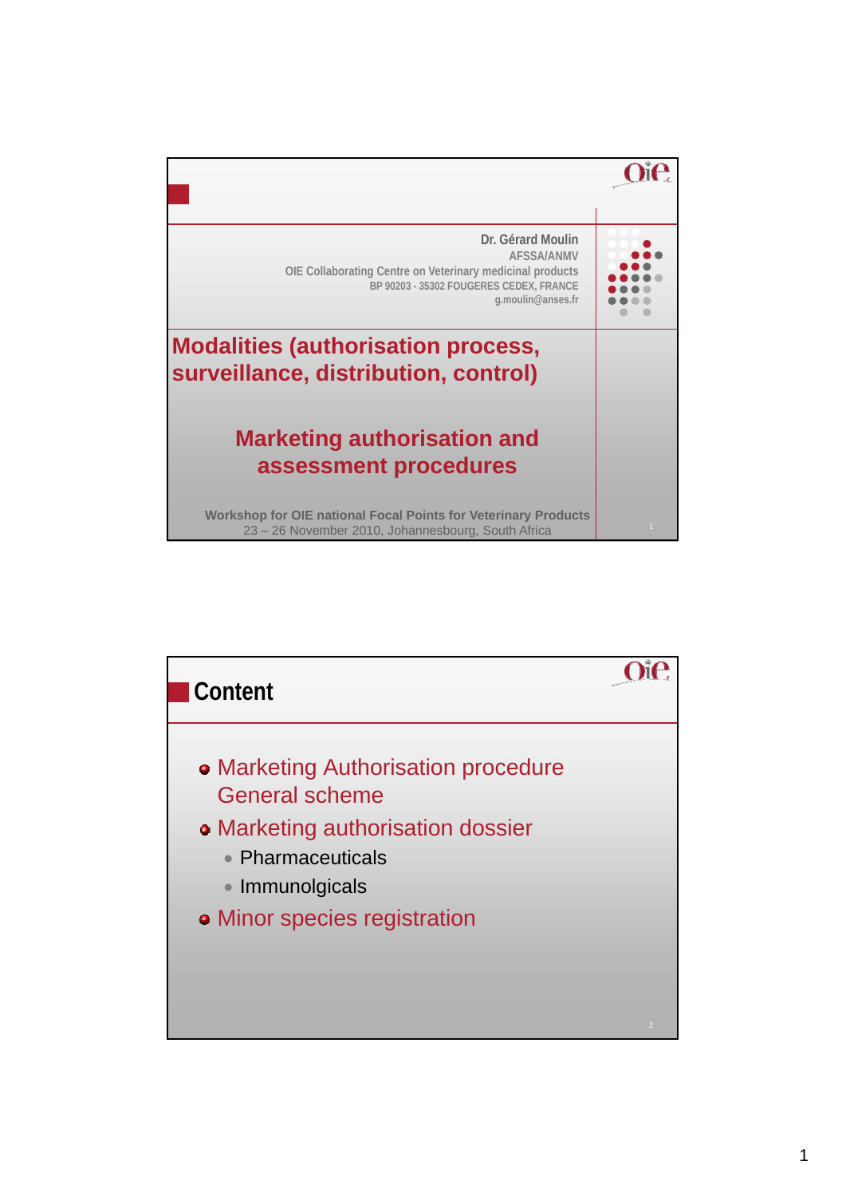Dr. Gérard Moulin
AFSSA/ANMV
OIE Collaborating Centre on Veterinary medicinal products
BP 90203 - 35302 FOUGERES CEDEX, FRANCE
g.moulin@anses.fr

# Modalities (authorisation process, surveillance, distribution, control)

## Marketing authorisation and assessment procedures

**Workshop for OIE national Focal Points for Veterinary Products**
23 – 26 November 2010, Johannesbourg, South Africa

---

## Content

- Marketing Authorisation procedure General scheme
- Marketing authorisation dossier
  - Pharmaceuticals
  - Immunolgicals
- Minor species registration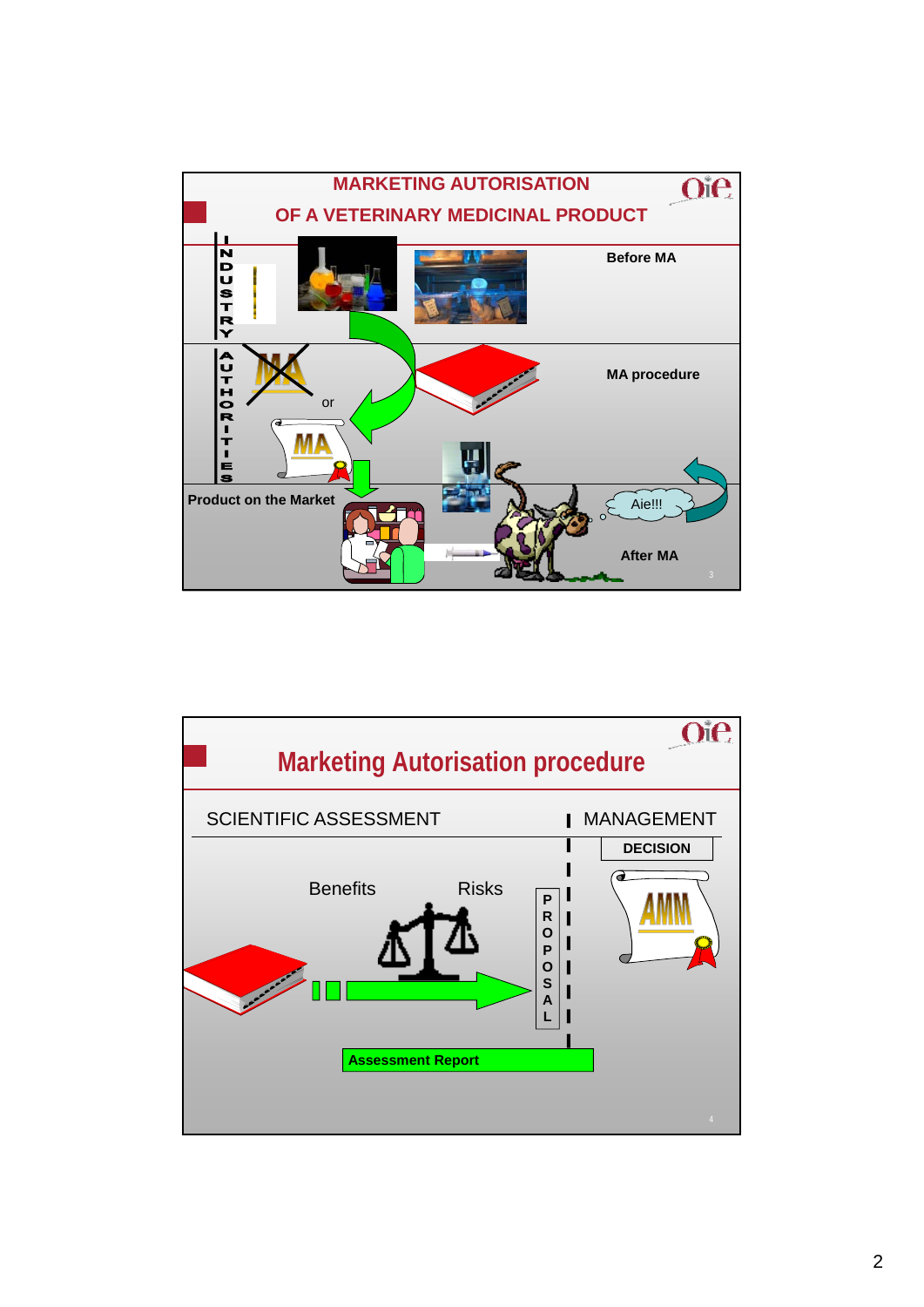## MARKETING AUTORISATION OF A VETERINARY MEDICINAL PRODUCT

INDUSTRY

Before MA

AUTHORITIES

MA or MA

MA procedure

Product on the Market

Aie!!!

After MA

## Marketing Autorisation procedure

SCIENTIFIC ASSESSMENT | MANAGEMENT

DECISION

Benefits Risks

PROPOSAL

AMM

Assessment Report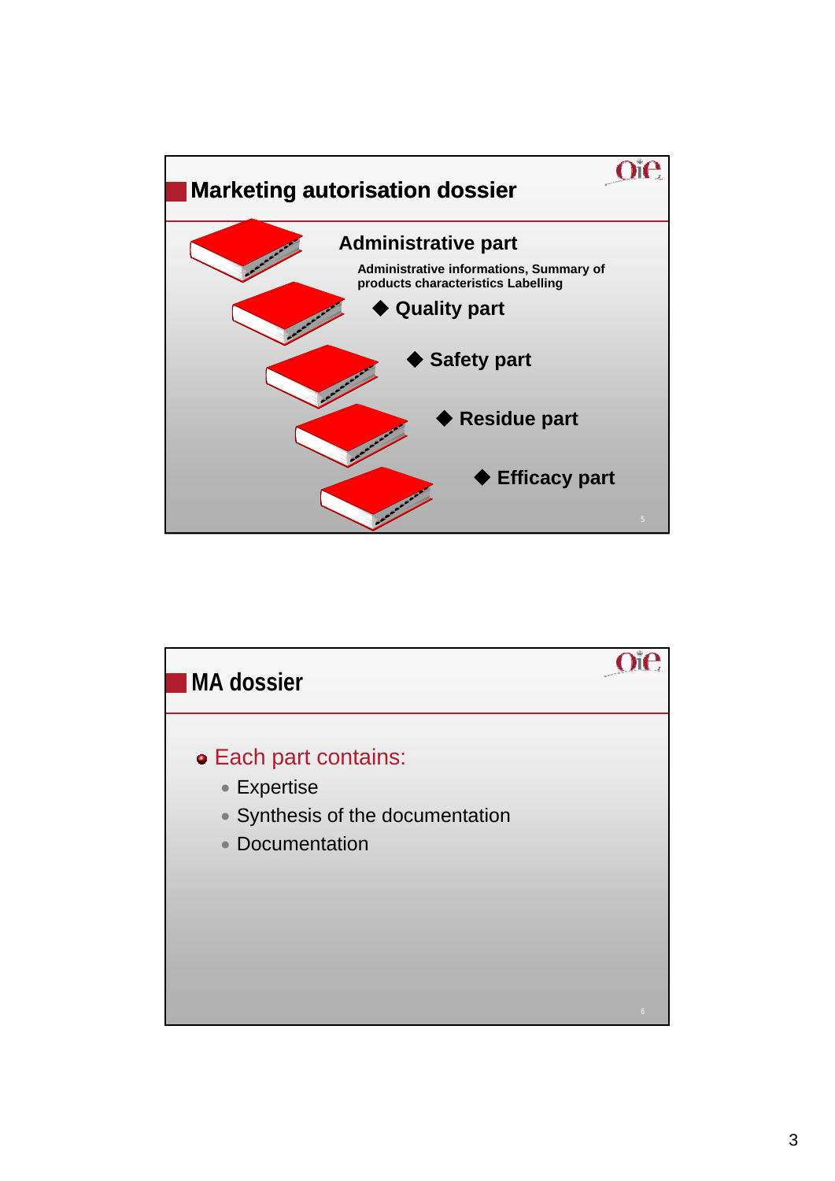## Marketing autorisation dossier

**Administrative part**

Administrative informations, Summary of products characteristics Labelling

- **Quality part**
- **Safety part**
- **Residue part**
- **Efficacy part**

## MA dossier

- Each part contains:
  - Expertise
  - Synthesis of the documentation
  - Documentation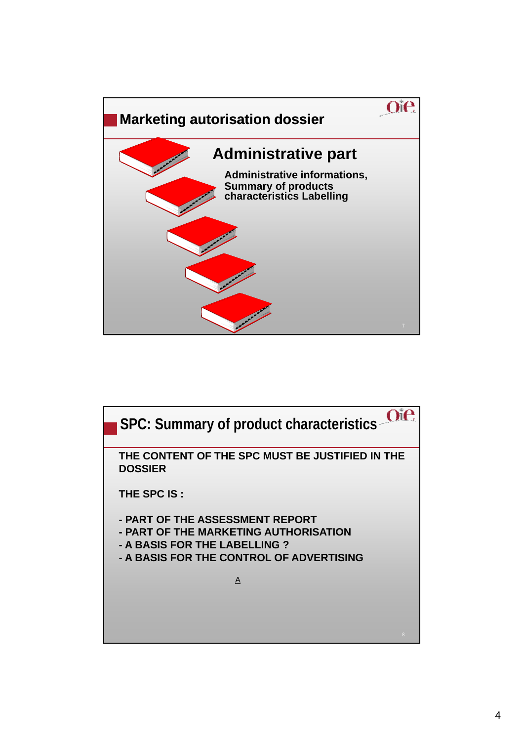## Marketing autorisation dossier

### Administrative part

Administrative informations,
Summary of products
characteristics Labelling

## SPC: Summary of product characteristics

**THE CONTENT OF THE SPC MUST BE JUSTIFIED IN THE DOSSIER**

**THE SPC IS :**

- **PART OF THE ASSESSMENT REPORT**
- **PART OF THE MARKETING AUTHORISATION**
- **A BASIS FOR THE LABELLING ?**
- **A BASIS FOR THE CONTROL OF ADVERTISING**

A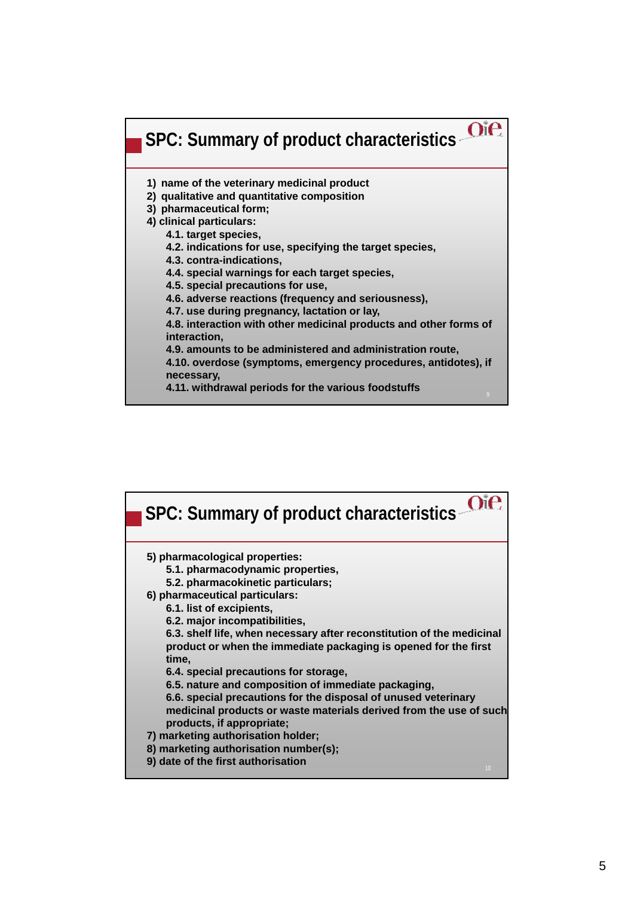## SPC: Summary of product characteristics

1) name of the veterinary medicinal product
2) qualitative and quantitative composition
3) pharmaceutical form;
4) clinical particulars:
   - 4.1. target species,
   - 4.2. indications for use, specifying the target species,
   - 4.3. contra-indications,
   - 4.4. special warnings for each target species,
   - 4.5. special precautions for use,
   - 4.6. adverse reactions (frequency and seriousness),
   - 4.7. use during pregnancy, lactation or lay,
   - 4.8. interaction with other medicinal products and other forms of interaction,
   - 4.9. amounts to be administered and administration route,
   - 4.10. overdose (symptoms, emergency procedures, antidotes), if necessary,
   - 4.11. withdrawal periods for the various foodstuffs

## SPC: Summary of product characteristics

5) pharmacological properties:
   - 5.1. pharmacodynamic properties,
   - 5.2. pharmacokinetic particulars;
6) pharmaceutical particulars:
   - 6.1. list of excipients,
   - 6.2. major incompatibilities,
   - 6.3. shelf life, when necessary after reconstitution of the medicinal product or when the immediate packaging is opened for the first time,
   - 6.4. special precautions for storage,
   - 6.5. nature and composition of immediate packaging,
   - 6.6. special precautions for the disposal of unused veterinary medicinal products or waste materials derived from the use of such products, if appropriate;
7) marketing authorisation holder;
8) marketing authorisation number(s);
9) date of the first authorisation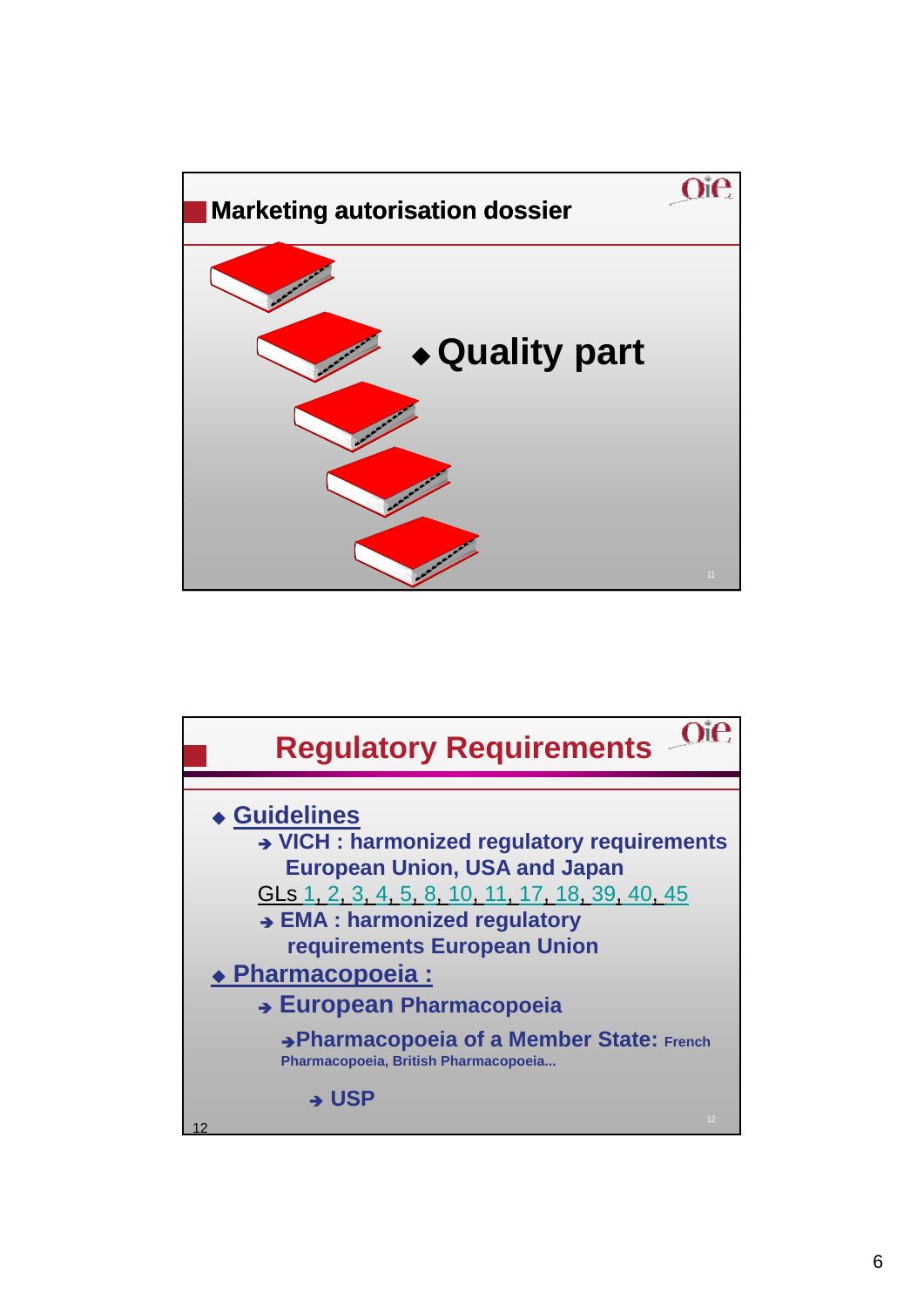## Marketing autorisation dossier

- Quality part

## Regulatory Requirements

- Guidelines
  - → VICH : harmonized regulatory requirements European Union, USA and Japan

    GLs 1, 2, 3, 4, 5, 8, 10, 11, 17, 18, 39, 40, 45
  - → EMA : harmonized regulatory requirements European Union
- Pharmacopoeia :
  - → European Pharmacopoeia
    - →Pharmacopoeia of a Member State: French Pharmacopoeia, British Pharmacopoeia...
      - → USP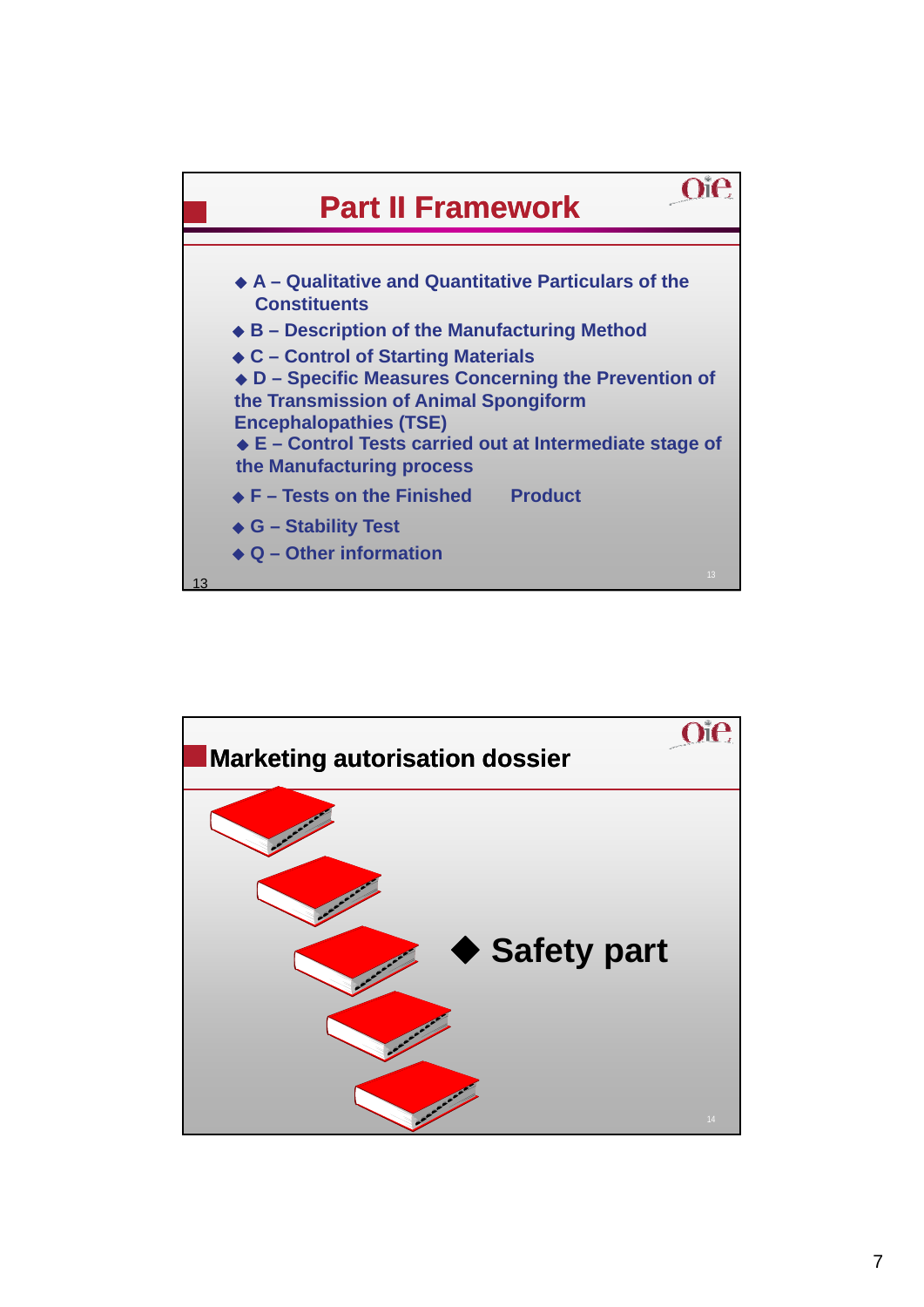## Part II Framework

- A – Qualitative and Quantitative Particulars of the Constituents
- B – Description of the Manufacturing Method
- C – Control of Starting Materials
- D – Specific Measures Concerning the Prevention of the Transmission of Animal Spongiform Encephalopathies (TSE)
- E – Control Tests carried out at Intermediate stage of the Manufacturing process
- F – Tests on the Finished Product
- G – Stability Test
- Q – Other information

## Marketing autorisation dossier

- **Safety part**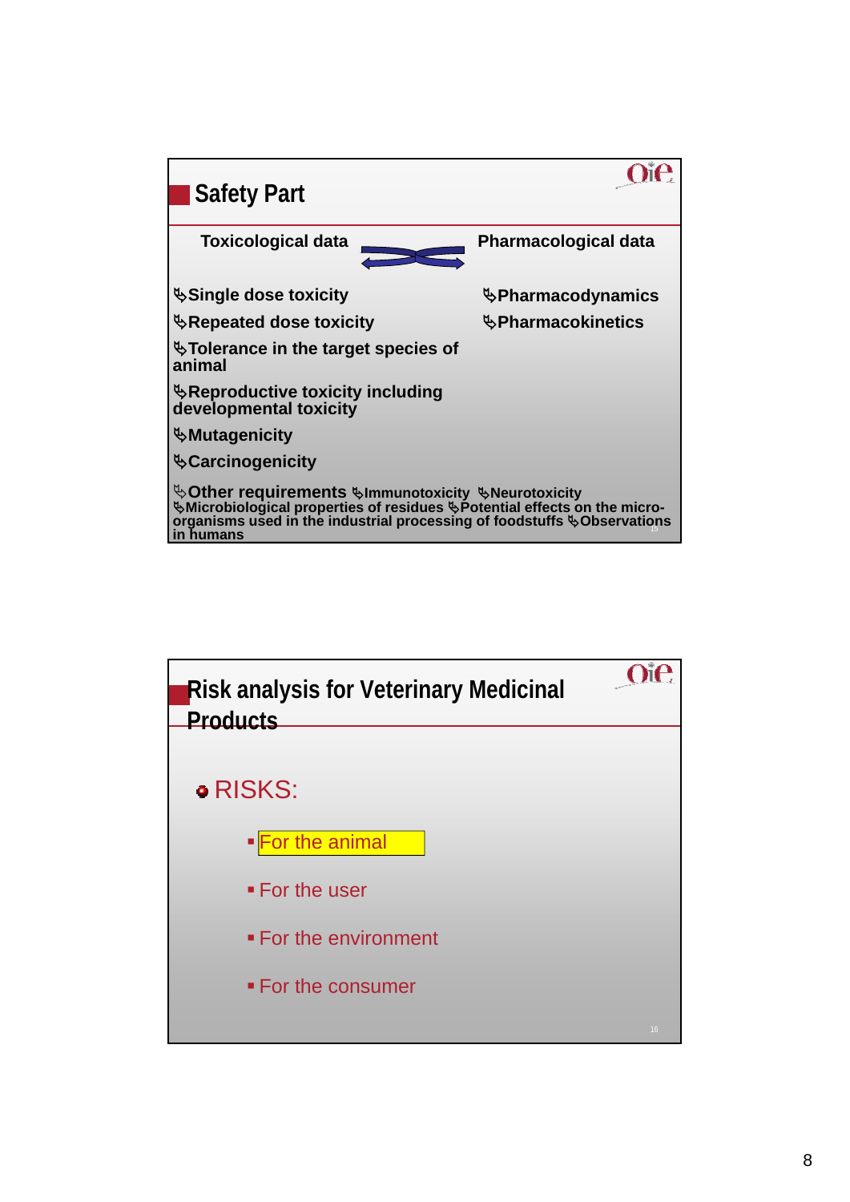## Safety Part

**Toxicological data** ⇄ **Pharmacological data**

- **Single dose toxicity**
- **Repeated dose toxicity**
- **Tolerance in the target species of animal**
- **Reproductive toxicity including developmental toxicity**
- **Mutagenicity**
- **Carcinogenicity**
- **Other requirements**
  - **Immunotoxicity**
  - **Neurotoxicity**
  - **Microbiological properties of residues**
  - **Potential effects on the micro-organisms used in the industrial processing of foodstuffs**
  - **Observations in humans**

- **Pharmacodynamics**
- **Pharmacokinetics**

## Risk analysis for Veterinary Medicinal Products

- RISKS:
  - For the animal
  - For the user
  - For the environment
  - For the consumer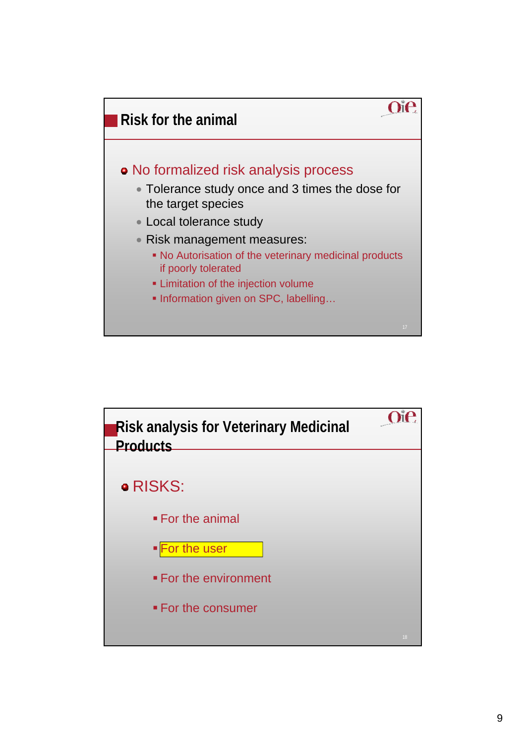## Risk for the animal

- No formalized risk analysis process
  - Tolerance study once and 3 times the dose for the target species
  - Local tolerance study
  - Risk management measures:
    - No Autorisation of the veterinary medicinal products if poorly tolerated
    - Limitation of the injection volume
    - Information given on SPC, labelling…

## Risk analysis for Veterinary Medicinal Products

- RISKS:
  - For the animal
  - For the user
  - For the environment
  - For the consumer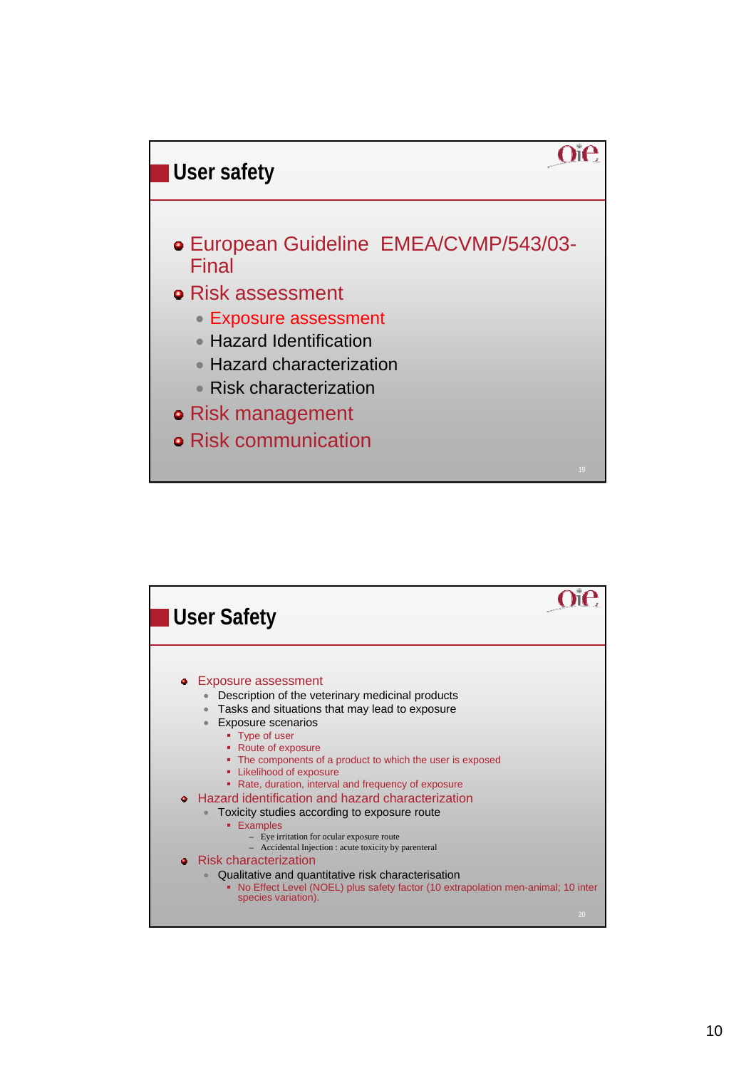## User safety

- European Guideline EMEA/CVMP/543/03-Final
- Risk assessment
  - Exposure assessment
  - Hazard Identification
  - Hazard characterization
  - Risk characterization
- Risk management
- Risk communication

## User Safety

- Exposure assessment
  - Description of the veterinary medicinal products
  - Tasks and situations that may lead to exposure
  - Exposure scenarios
    - Type of user
    - Route of exposure
    - The components of a product to which the user is exposed
    - Likelihood of exposure
    - Rate, duration, interval and frequency of exposure
- Hazard identification and hazard characterization
  - Toxicity studies according to exposure route
    - Examples
      - Eye irritation for ocular exposure route
      - Accidental Injection : acute toxicity by parenteral
- Risk characterization
  - Qualitative and quantitative risk characterisation
    - No Effect Level (NOEL) plus safety factor (10 extrapolation men-animal; 10 inter species variation).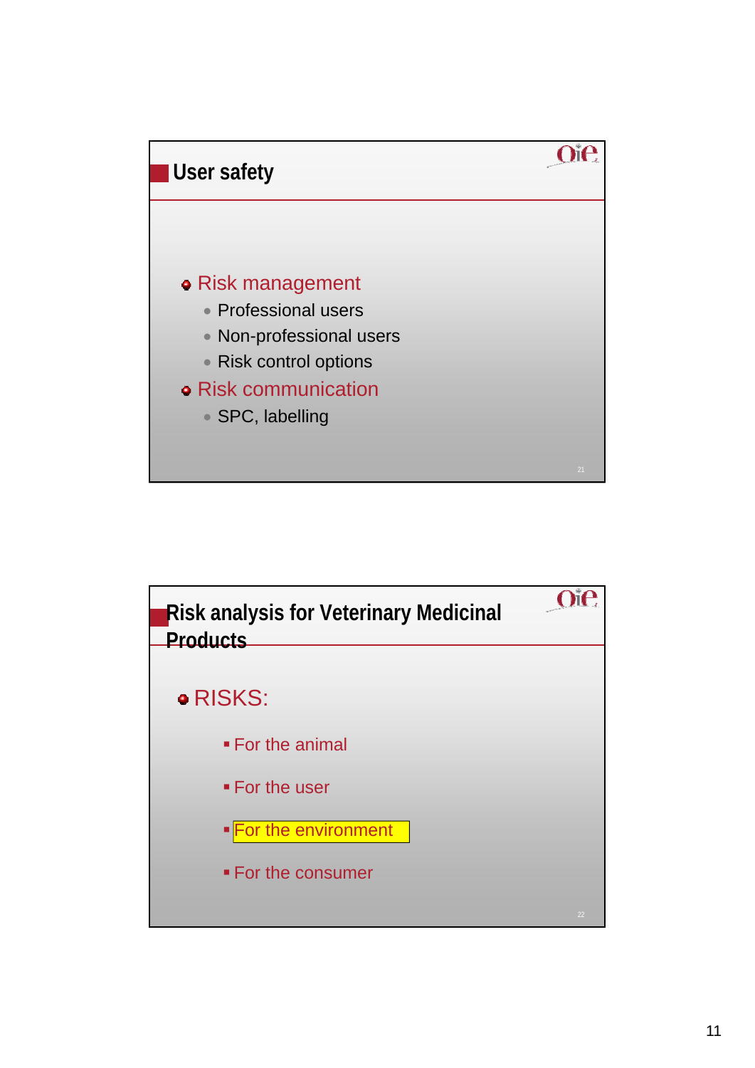## User safety

- Risk management
  - Professional users
  - Non-professional users
  - Risk control options
- Risk communication
  - SPC, labelling

## Risk analysis for Veterinary Medicinal Products

- RISKS:
  - For the animal
  - For the user
  - For the environment
  - For the consumer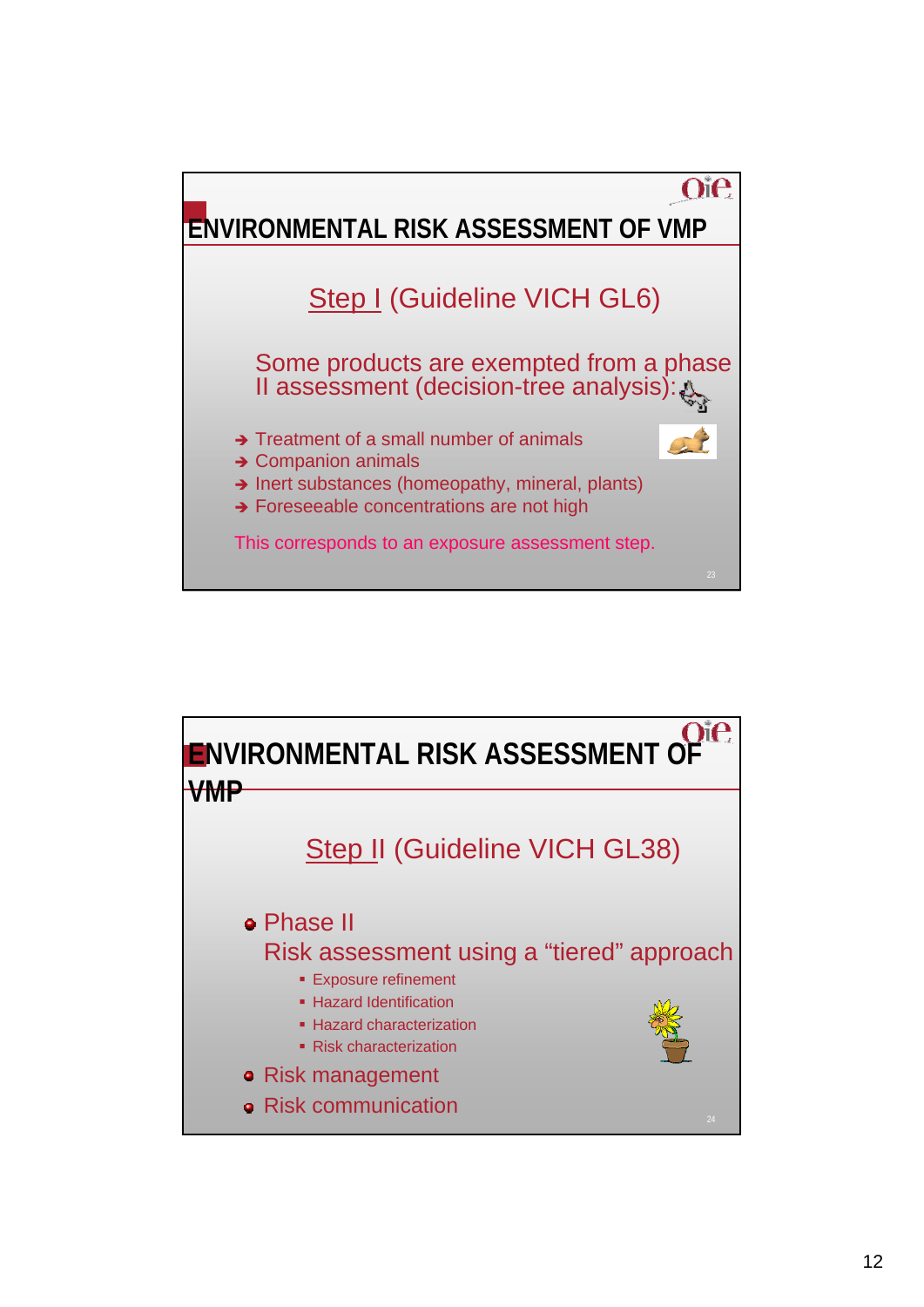## ENVIRONMENTAL RISK ASSESSMENT OF VMP

Step I (Guideline VICH GL6)

Some products are exempted from a phase II assessment (decision-tree analysis):

- Treatment of a small number of animals
- Companion animals
- Inert substances (homeopathy, mineral, plants)
- Foreseeable concentrations are not high

This corresponds to an exposure assessment step.

## ENVIRONMENTAL RISK ASSESSMENT OF VMP

Step II (Guideline VICH GL38)

- Phase II
  Risk assessment using a “tiered” approach
  - Exposure refinement
  - Hazard Identification
  - Hazard characterization
  - Risk characterization
- Risk management
- Risk communication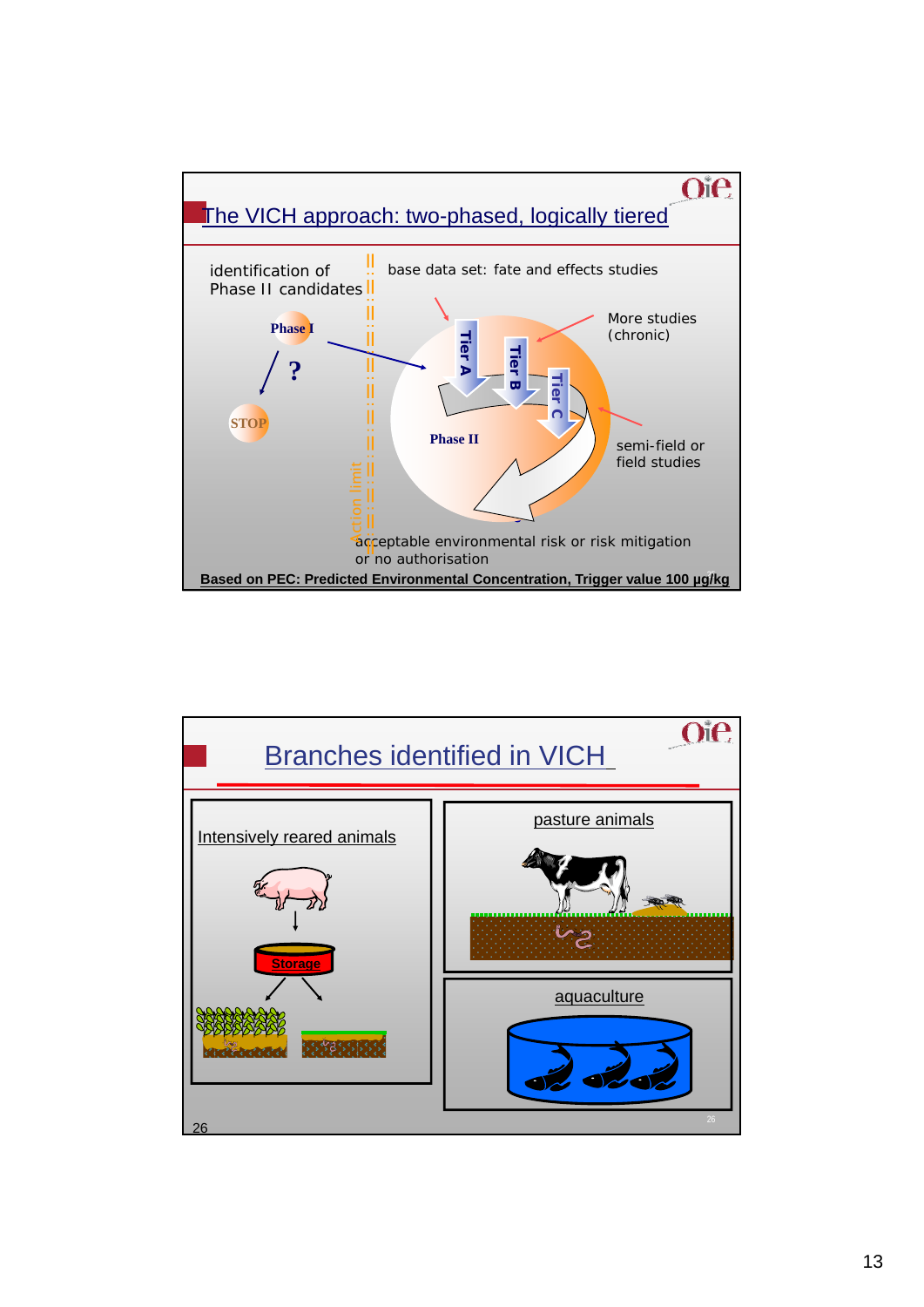## The VICH approach: two-phased, logically tiered

identification of Phase II candidates

base data set: fate and effects studies

Phase I

?

STOP

Tier A

Tier B

Tier C

Phase II

More studies (chronic)

semi-field or field studies

Action limit

acceptable environmental risk or risk mitigation or no authorisation

**Based on PEC: Predicted Environmental Concentration, Trigger value 100 µg/kg**

## Branches identified in VICH

Intensively reared animals

Storage

pasture animals

aquaculture

26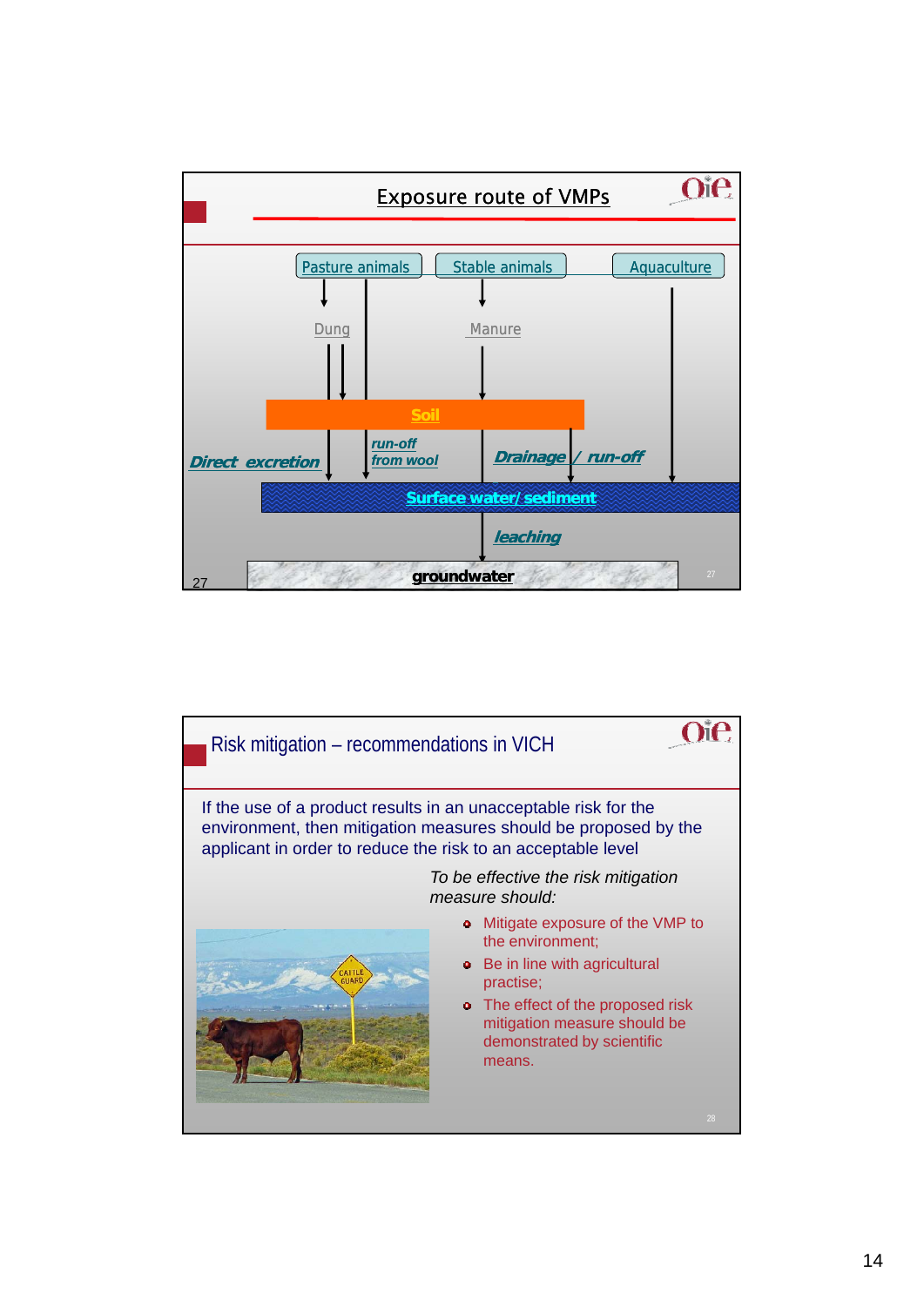## Exposure route of VMPs

Pasture animals → Dung → Soil

Stable animals → Manure → Soil

Aquaculture → Surface water/ sediment

*Direct excretion* → Surface water/ sediment

*run-off from wool* → Surface water/ sediment

Soil → *Drainage / run-off* → Surface water/ sediment

Surface water/ sediment → *leaching* → groundwater

## Risk mitigation – recommendations in VICH

If the use of a product results in an unacceptable risk for the environment, then mitigation measures should be proposed by the applicant in order to reduce the risk to an acceptable level

*To be effective the risk mitigation measure should:*

- Mitigate exposure of the VMP to the environment;
- Be in line with agricultural practise;
- The effect of the proposed risk mitigation measure should be demonstrated by scientific means.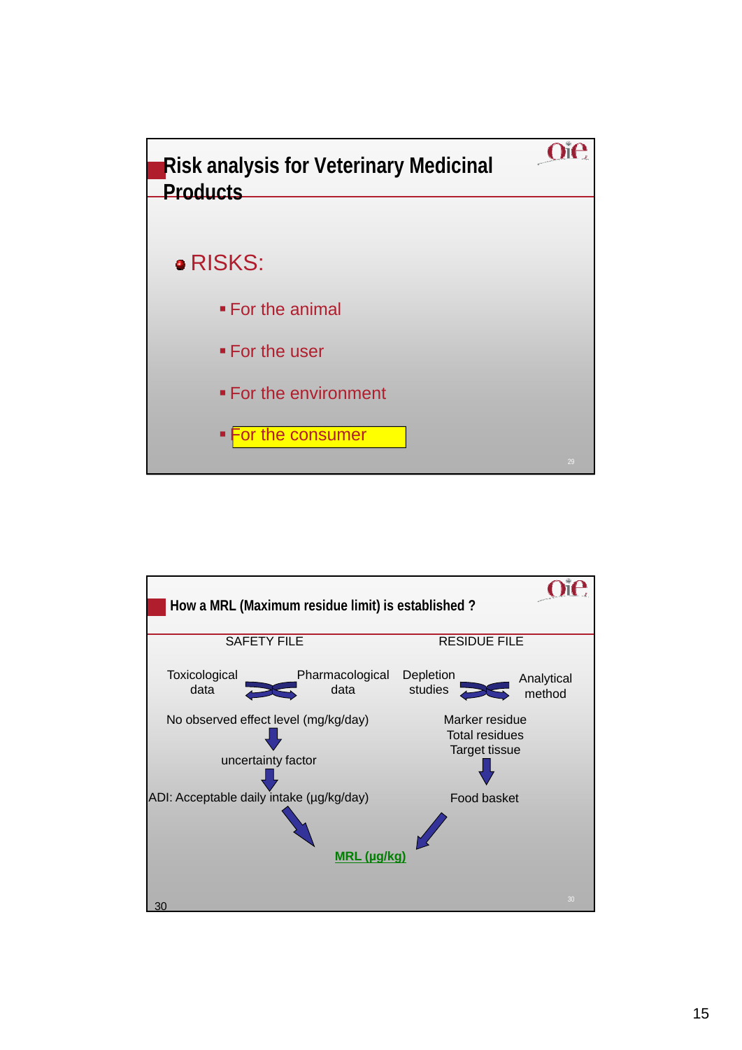## Risk analysis for Veterinary Medicinal Products

- RISKS:
  - For the animal
  - For the user
  - For the environment
  - For the consumer

## How a MRL (Maximum residue limit) is established ?

**SAFETY FILE**

Toxicological data ⇄ Pharmacological data

No observed effect level (mg/kg/day)

↓

uncertainty factor

↓

ADI: Acceptable daily intake (µg/kg/day)

**RESIDUE FILE**

Depletion studies ⇄ Analytical method

Marker residue
Total residues
Target tissue

↓

Food basket

**MRL (µg/kg)**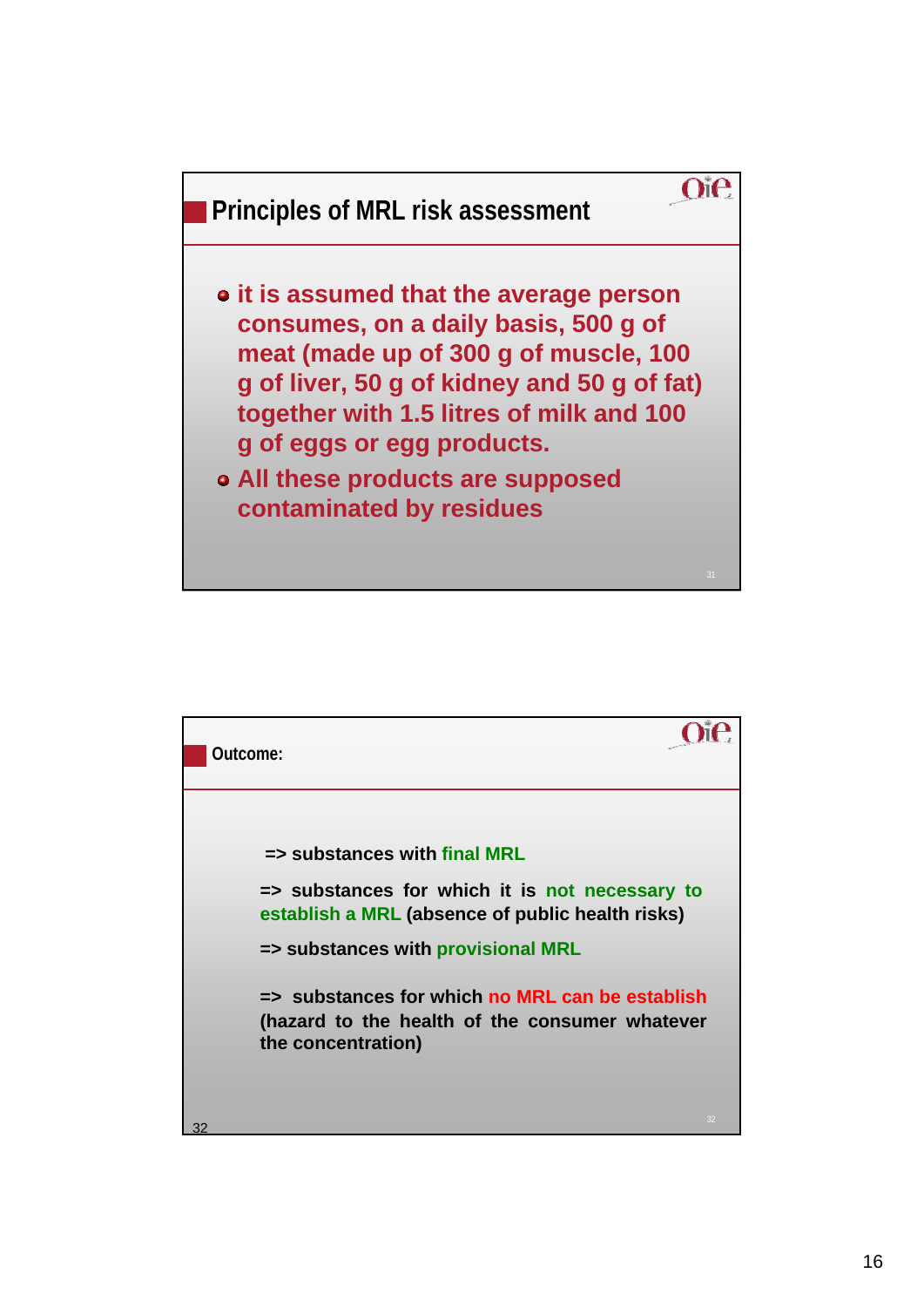## Principles of MRL risk assessment

- it is assumed that the average person consumes, on a daily basis, 500 g of meat (made up of 300 g of muscle, 100 g of liver, 50 g of kidney and 50 g of fat) together with 1.5 litres of milk and 100 g of eggs or egg products.
- All these products are supposed contaminated by residues

## Outcome:

=> substances with final MRL

=> substances for which it is not necessary to establish a MRL (absence of public health risks)

=> substances with provisional MRL

=> substances for which no MRL can be establish (hazard to the health of the consumer whatever the concentration)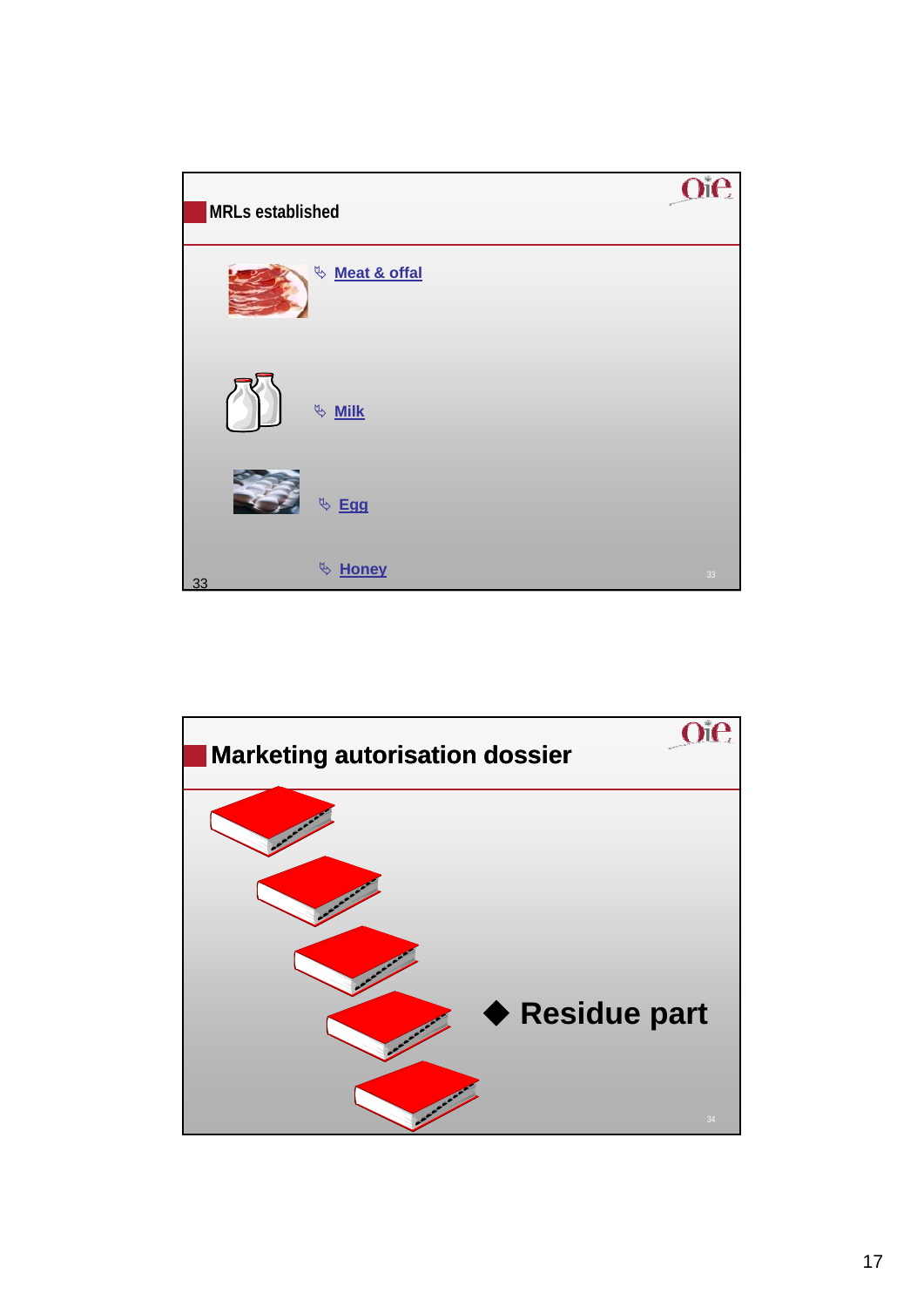## MRLs established

- Meat & offal
- Milk
- Egg
- Honey

## Marketing autorisation dossier

- Residue part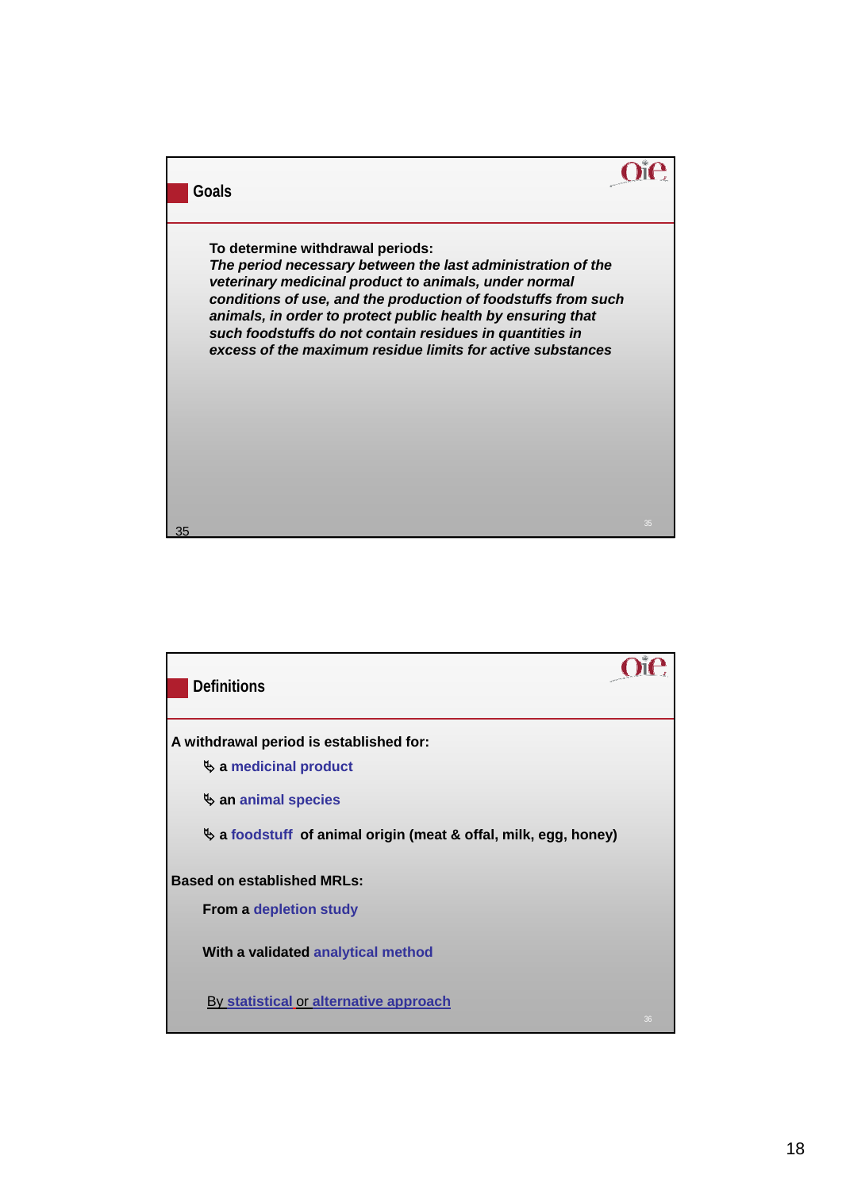## Goals

**To determine withdrawal periods:**
***The period necessary between the last administration of the veterinary medicinal product to animals, under normal conditions of use, and the production of foodstuffs from such animals, in order to protect public health by ensuring that such foodstuffs do not contain residues in quantities in excess of the maximum residue limits for active substances***

## Definitions

**A withdrawal period is established for:**

- **a medicinal product**
- **an animal species**
- **a foodstuff of animal origin (meat & offal, milk, egg, honey)**

**Based on established MRLs:**

**From a depletion study**

**With a validated analytical method**

**By statistical or alternative approach**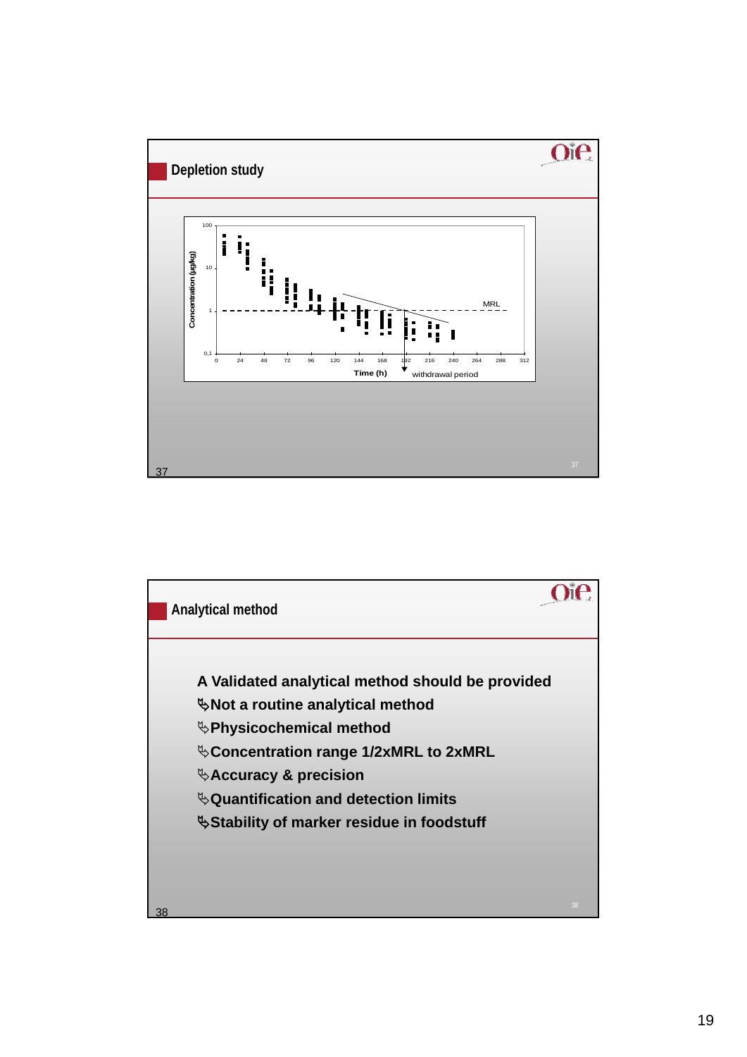## Depletion study

Concentration (µg/kg)

100

10

1

0,1

0 24 48 72 96 120 144 168 192 216 240 264 288 312

Time (h)

MRL

withdrawal period

## Analytical method

**A Validated analytical method should be provided**

- **Not a routine analytical method**
- **Physicochemical method**
- **Concentration range 1/2xMRL to 2xMRL**
- **Accuracy & precision**
- **Quantification and detection limits**
- **Stability of marker residue in foodstuff**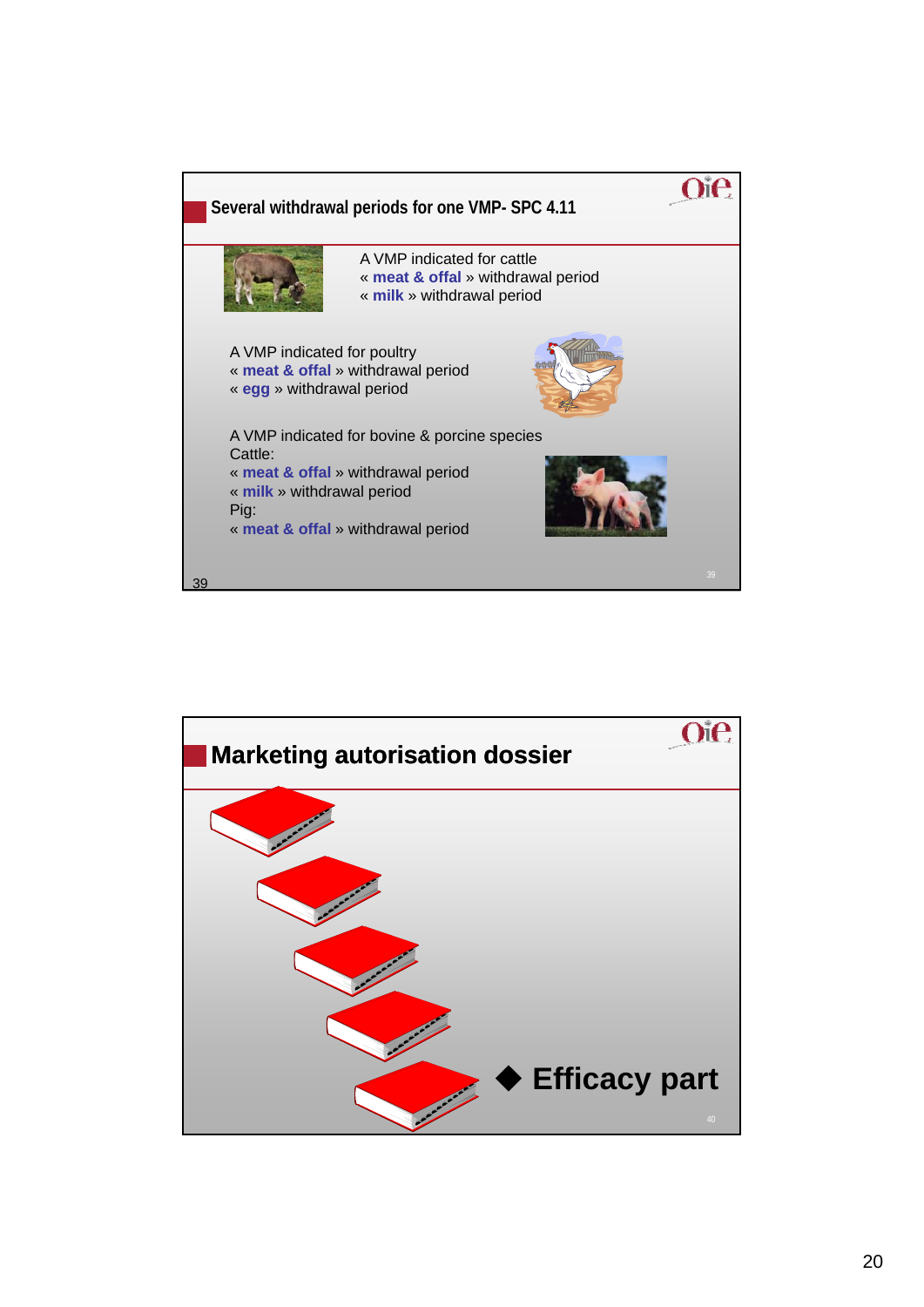## Several withdrawal periods for one VMP- SPC 4.11

A VMP indicated for cattle
« **meat & offal** » withdrawal period
« **milk** » withdrawal period

A VMP indicated for poultry
« **meat & offal** » withdrawal period
« **egg** » withdrawal period

A VMP indicated for bovine & porcine species
Cattle:
« **meat & offal** » withdrawal period
« **milk** » withdrawal period
Pig:
« **meat & offal** » withdrawal period

## Marketing autorisation dossier

- **Efficacy part**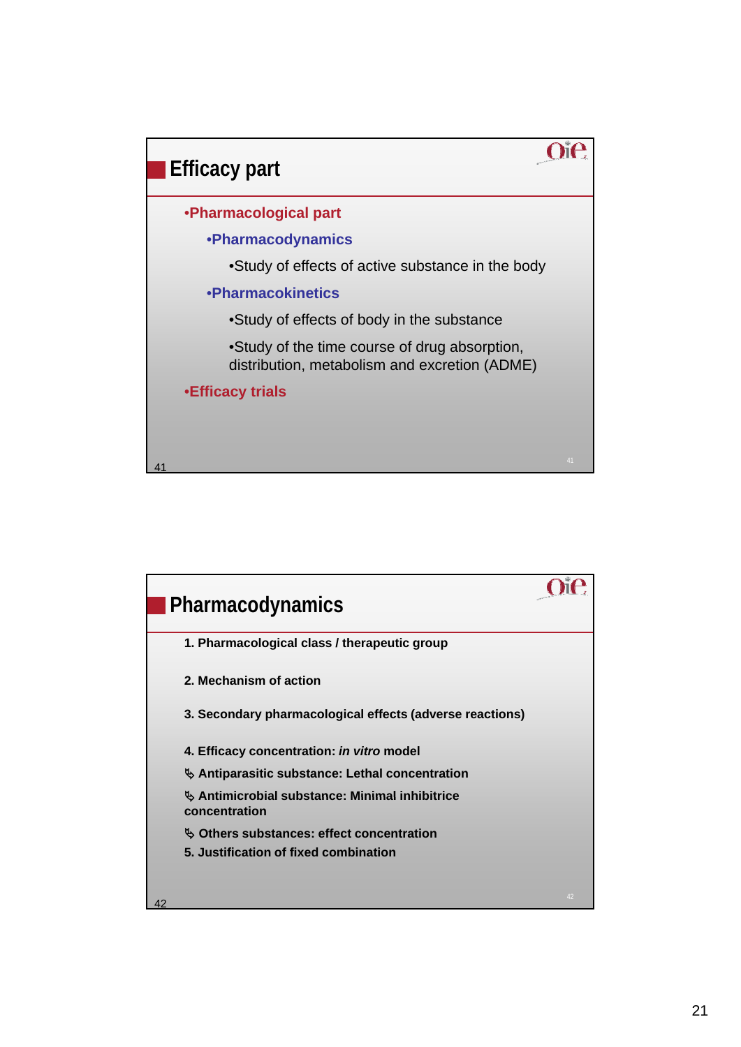## Efficacy part

- Pharmacological part
  - Pharmacodynamics
    - Study of effects of active substance in the body
  - Pharmacokinetics
    - Study of effects of body in the substance
    - Study of the time course of drug absorption, distribution, metabolism and excretion (ADME)
- Efficacy trials

## Pharmacodynamics

**1. Pharmacological class / therapeutic group**

**2. Mechanism of action**

**3. Secondary pharmacological effects (adverse reactions)**

**4. Efficacy concentration: *in vitro* model**

**↳ Antiparasitic substance: Lethal concentration**

**↳ Antimicrobial substance: Minimal inhibitrice concentration**

**↳ Others substances: effect concentration**

**5. Justification of fixed combination**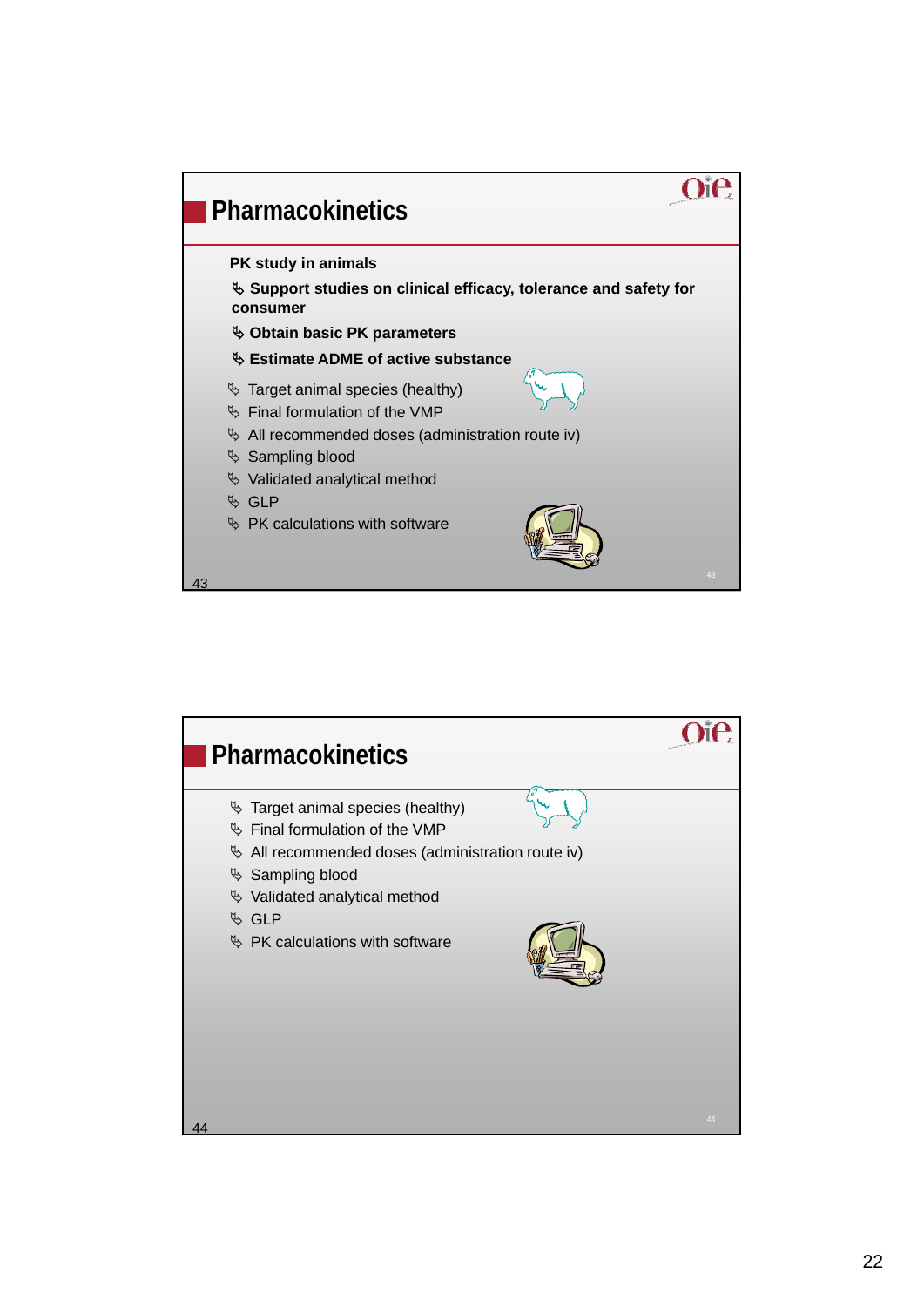## Pharmacokinetics

**PK study in animals**

- **Support studies on clinical efficacy, tolerance and safety for consumer**
- **Obtain basic PK parameters**
- **Estimate ADME of active substance**

- Target animal species (healthy)
- Final formulation of the VMP
- All recommended doses (administration route iv)
- Sampling blood
- Validated analytical method
- GLP
- PK calculations with software

## Pharmacokinetics

- Target animal species (healthy)
- Final formulation of the VMP
- All recommended doses (administration route iv)
- Sampling blood
- Validated analytical method
- GLP
- PK calculations with software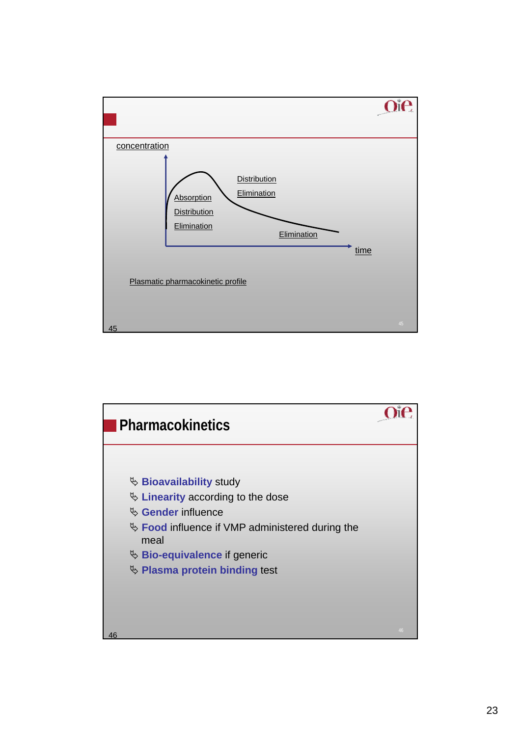concentration

Absorption
Distribution
Elimination

Distribution
Elimination

Elimination

time

Plasmatic pharmacokinetic profile

## Pharmacokinetics

- **Bioavailability** study
- **Linearity** according to the dose
- **Gender** influence
- **Food** influence if VMP administered during the meal
- **Bio-equivalence** if generic
- **Plasma protein binding** test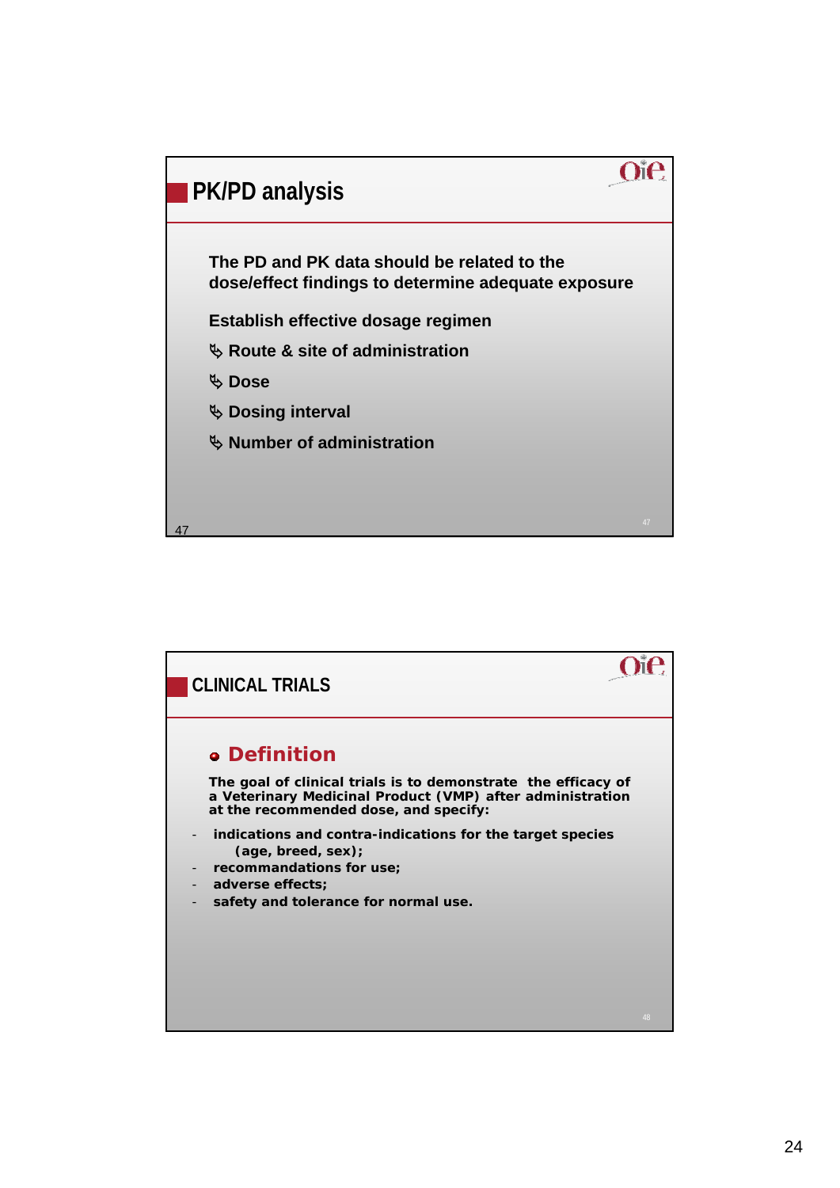## PK/PD analysis

The PD and PK data should be related to the dose/effect findings to determine adequate exposure

Establish effective dosage regimen

- Route & site of administration
- Dose
- Dosing interval
- Number of administration

## CLINICAL TRIALS

### Definition

**The goal of clinical trials is to demonstrate the efficacy of a Veterinary Medicinal Product (VMP) after administration at the recommended dose, and specify:**

- **indications and contra-indications for the target species (age, breed, sex);**
- **recommandations for use;**
- **adverse effects;**
- **safety and tolerance for normal use.**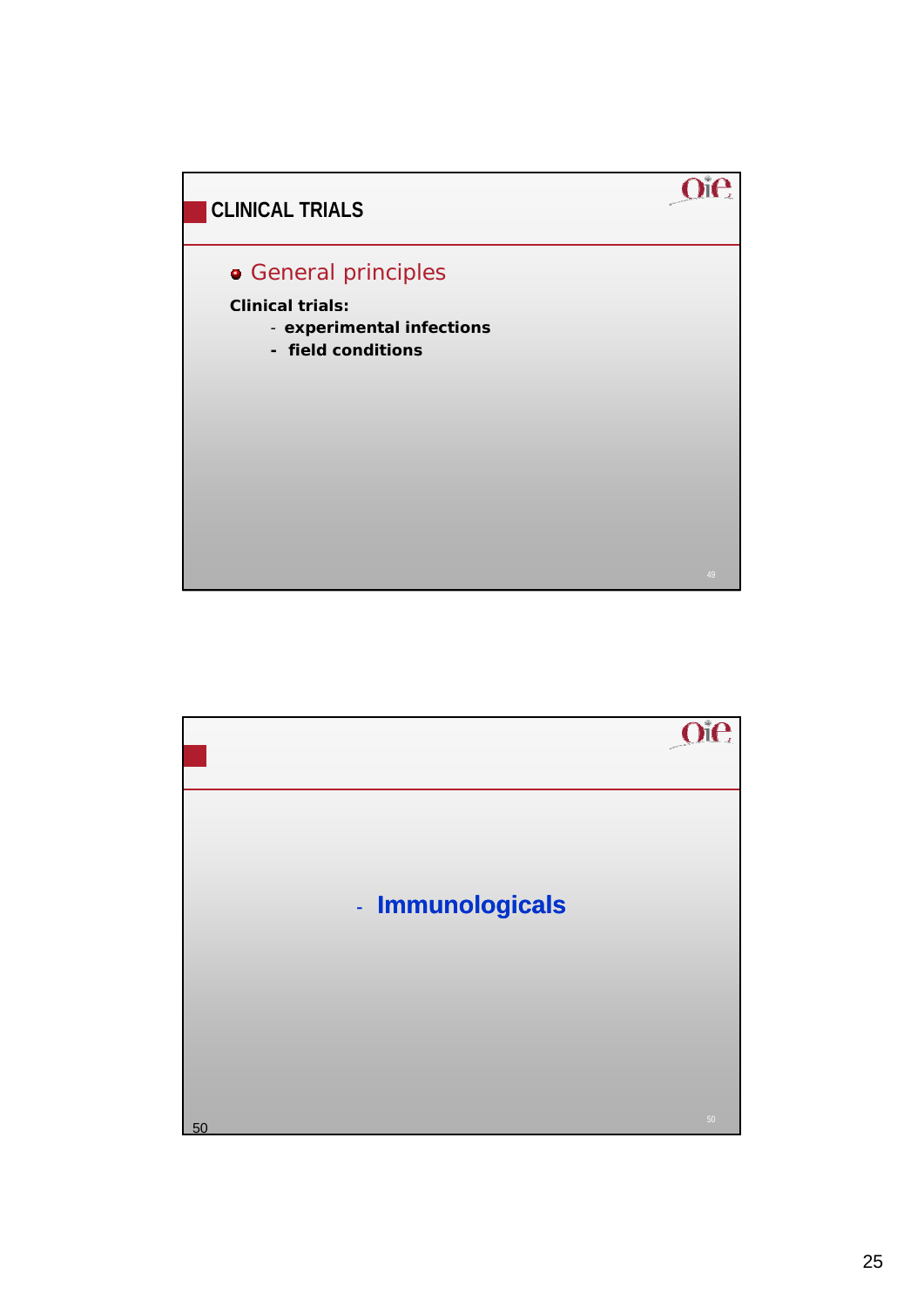## CLINICAL TRIALS

- General principles

**Clinical trials:**

- **experimental infections**
- **field conditions**

---

- **Immunologicals**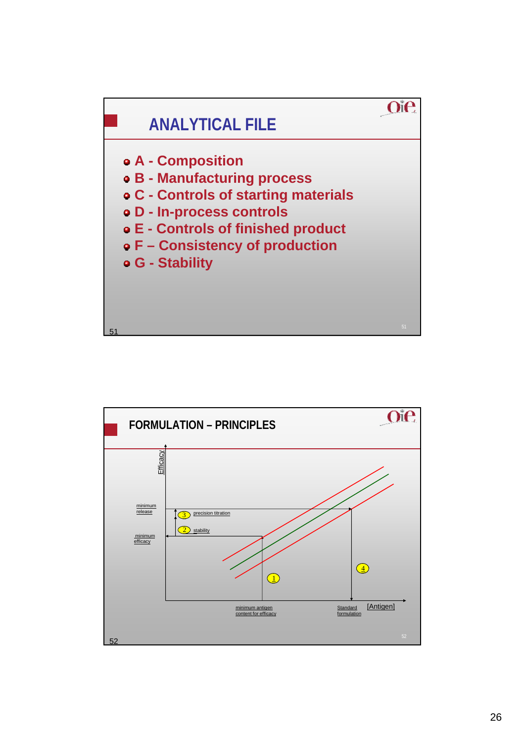## ANALYTICAL FILE

- A - Composition
- B - Manufacturing process
- C - Controls of starting materials
- D - In-process controls
- E - Controls of finished product
- F – Consistency of production
- G - Stability

## FORMULATION – PRINCIPLES

Efficacy

minimum release

minimum efficacy

3 precision titration

2 stability

1

4

minimum antigen content for efficacy

Standard formulation

[Antigen]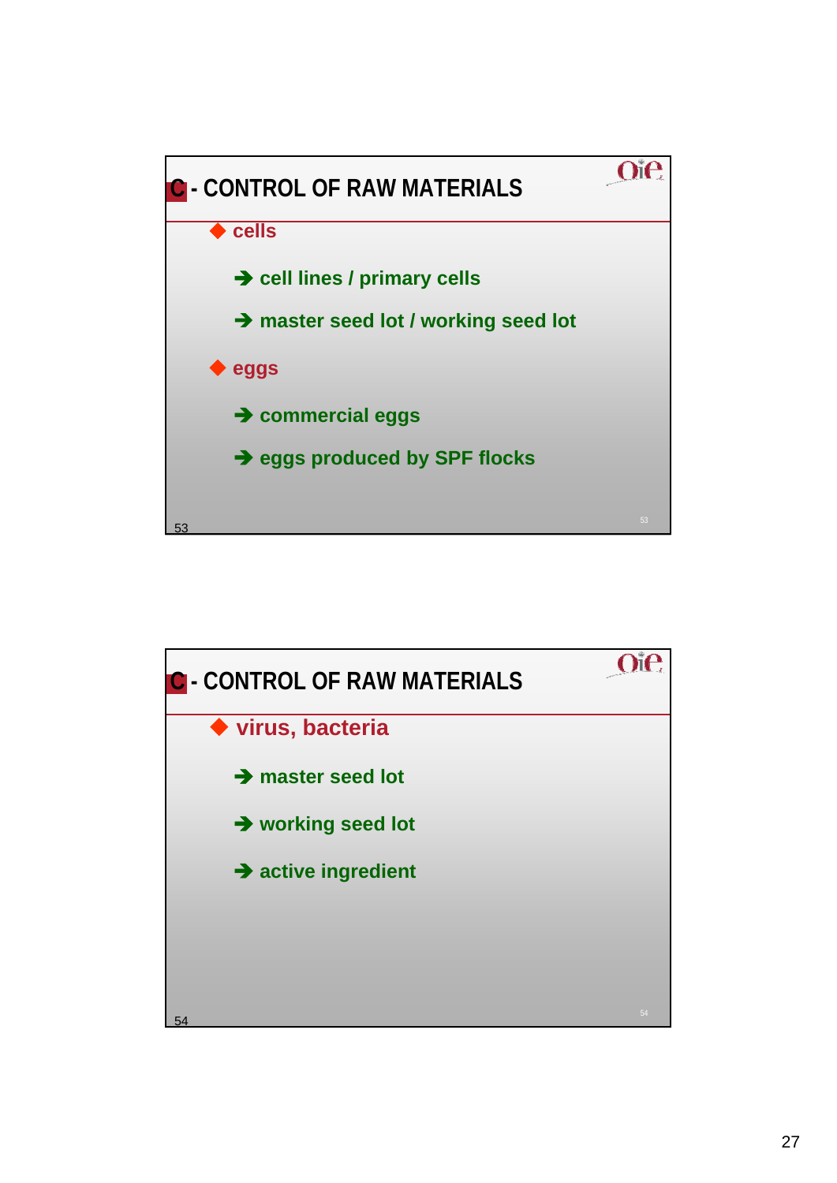## C - CONTROL OF RAW MATERIALS

- cells
  - cell lines / primary cells
  - master seed lot / working seed lot
- eggs
  - commercial eggs
  - eggs produced by SPF flocks

## C - CONTROL OF RAW MATERIALS

- virus, bacteria
  - master seed lot
  - working seed lot
  - active ingredient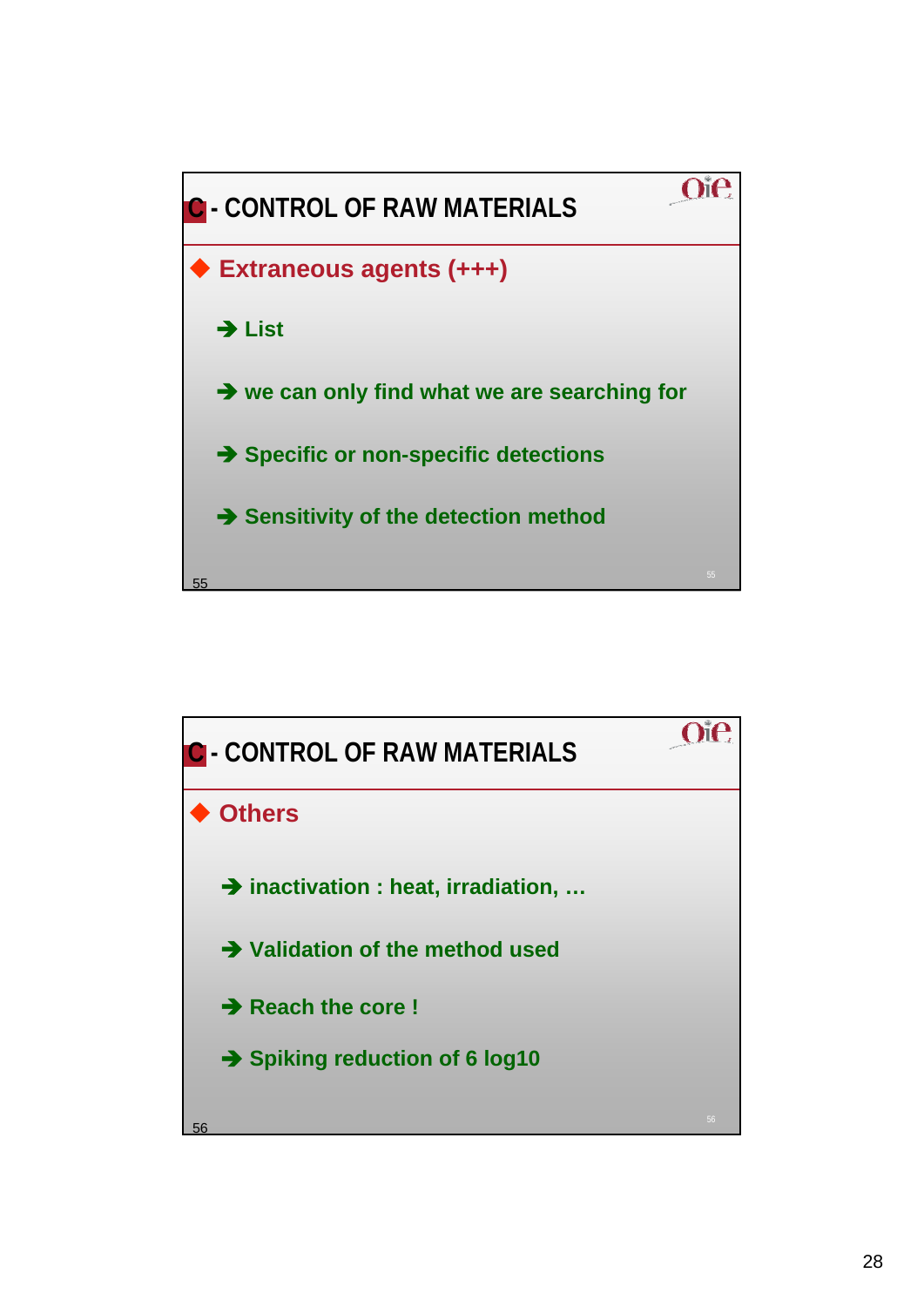## C - CONTROL OF RAW MATERIALS

- **Extraneous agents (+++)**
  - ➔ List
  - ➔ we can only find what we are searching for
  - ➔ Specific or non-specific detections
  - ➔ Sensitivity of the detection method

## C - CONTROL OF RAW MATERIALS

- **Others**
  - ➔ inactivation : heat, irradiation, …
  - ➔ Validation of the method used
  - ➔ Reach the core !
  - ➔ Spiking reduction of 6 log10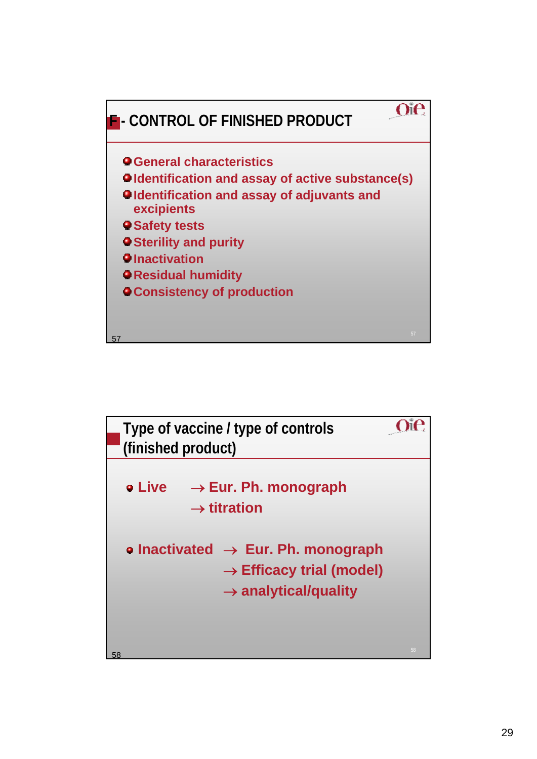## F - CONTROL OF FINISHED PRODUCT

- General characteristics
- Identification and assay of active substance(s)
- Identification and assay of adjuvants and excipients
- Safety tests
- Sterility and purity
- Inactivation
- Residual humidity
- Consistency of production

## Type of vaccine / type of controls (finished product)

- Live → Eur. Ph. monograph
  → titration
- Inactivated → Eur. Ph. monograph
  → Efficacy trial (model)
  → analytical/quality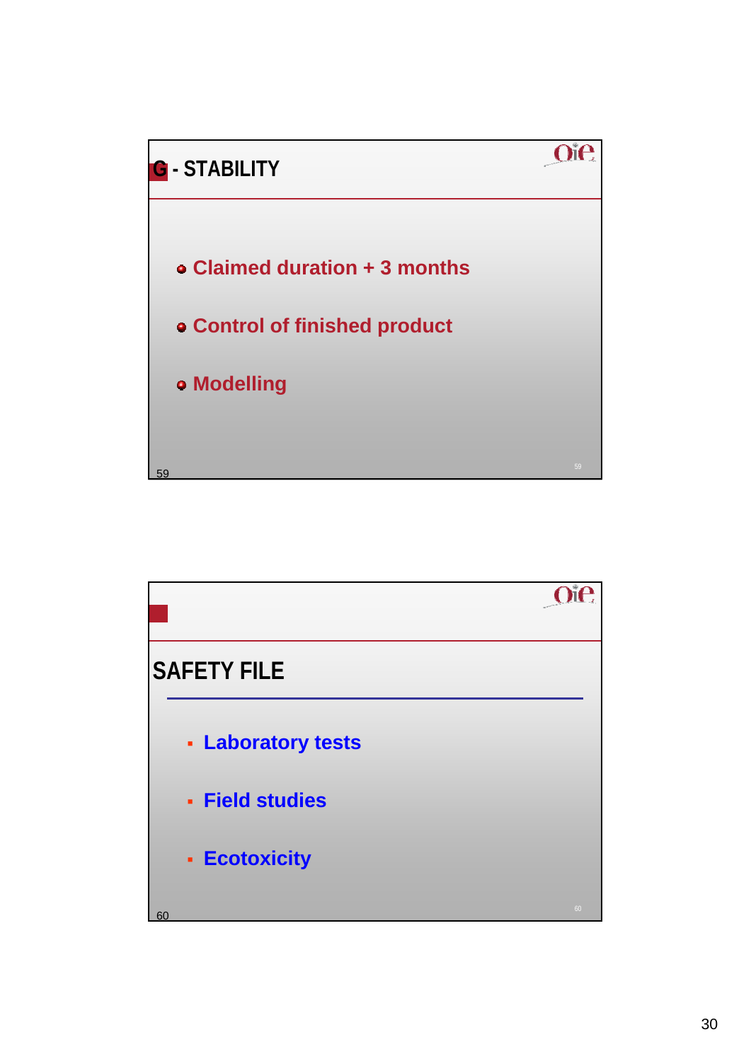## G - STABILITY

- Claimed duration + 3 months
- Control of finished product
- Modelling

## SAFETY FILE

- Laboratory tests
- Field studies
- Ecotoxicity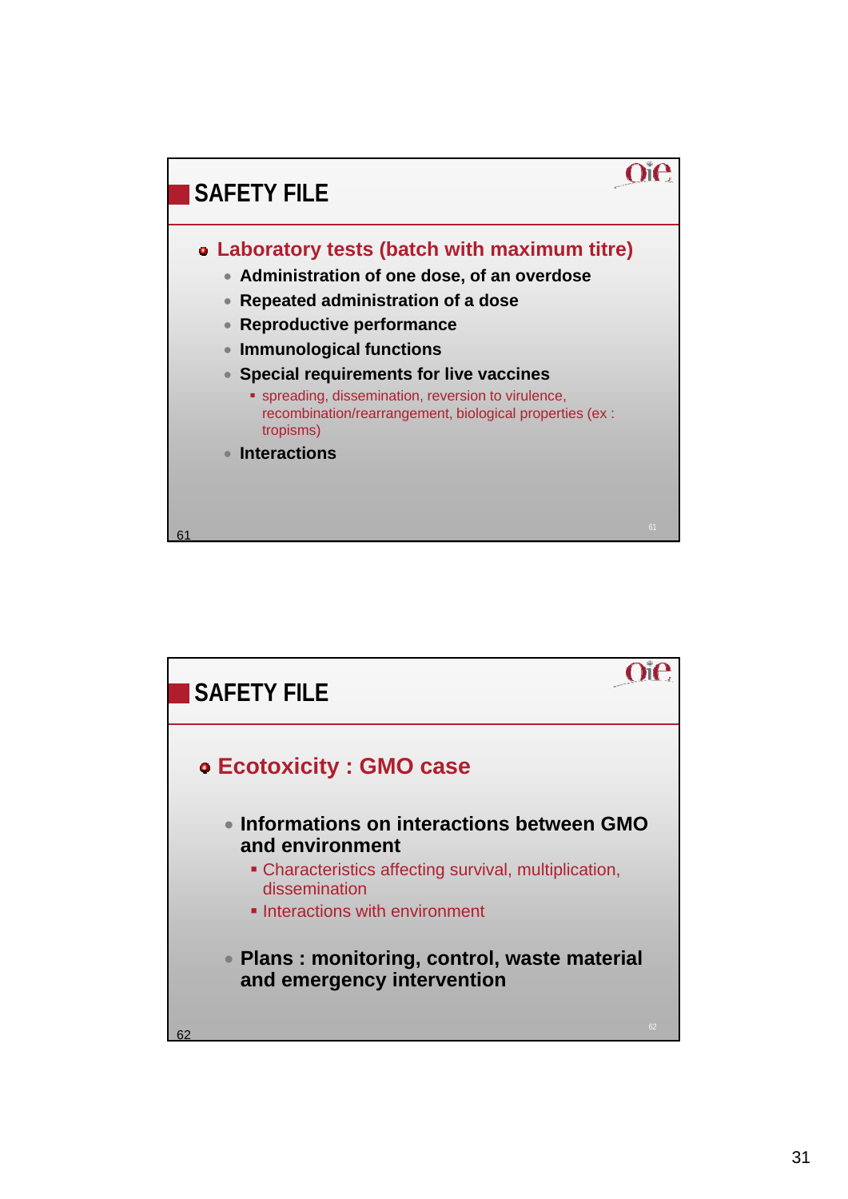## SAFETY FILE

- **Laboratory tests (batch with maximum titre)**
  - **Administration of one dose, of an overdose**
  - **Repeated administration of a dose**
  - **Reproductive performance**
  - **Immunological functions**
  - **Special requirements for live vaccines**
    - spreading, dissemination, reversion to virulence, recombination/rearrangement, biological properties (ex : tropisms)
  - **Interactions**

## SAFETY FILE

- **Ecotoxicity : GMO case**
  - **Informations on interactions between GMO and environment**
    - Characteristics affecting survival, multiplication, dissemination
    - Interactions with environment
  - **Plans : monitoring, control, waste material and emergency intervention**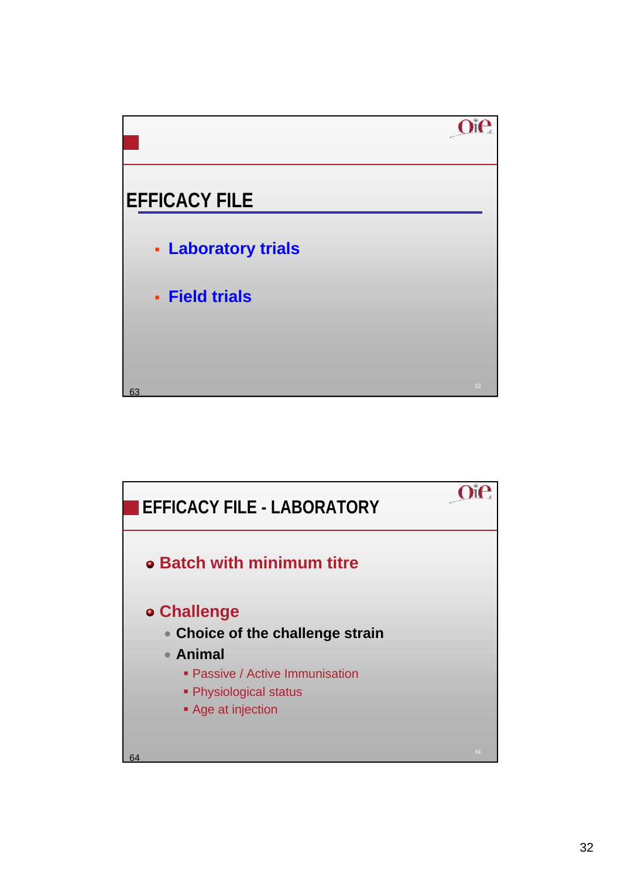## EFFICACY FILE

- Laboratory trials
- Field trials

## EFFICACY FILE - LABORATORY

- **Batch with minimum titre**
- **Challenge**
  - **Choice of the challenge strain**
  - **Animal**
    - Passive / Active Immunisation
    - Physiological status
    - Age at injection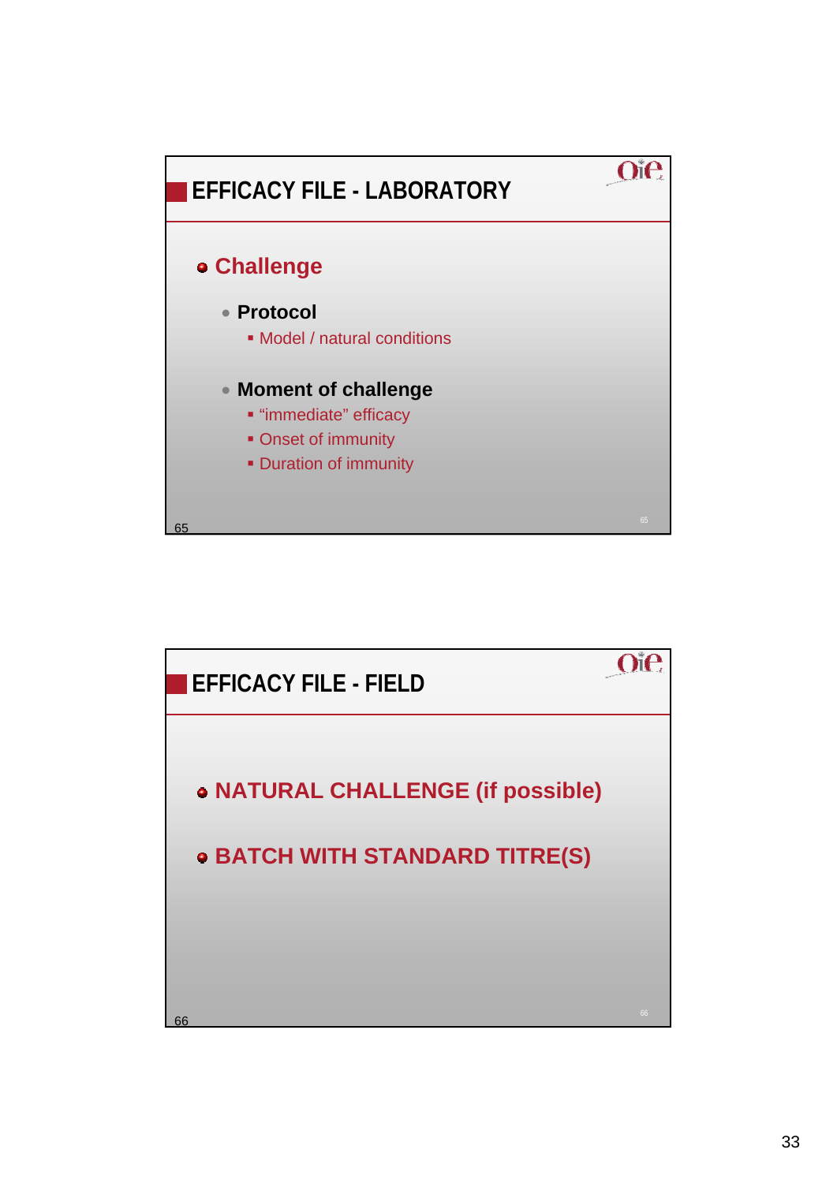## EFFICACY FILE - LABORATORY

- **Challenge**
  - **Protocol**
    - Model / natural conditions
  - **Moment of challenge**
    - “immediate” efficacy
    - Onset of immunity
    - Duration of immunity

## EFFICACY FILE - FIELD

- **NATURAL CHALLENGE (if possible)**
- **BATCH WITH STANDARD TITRE(S)**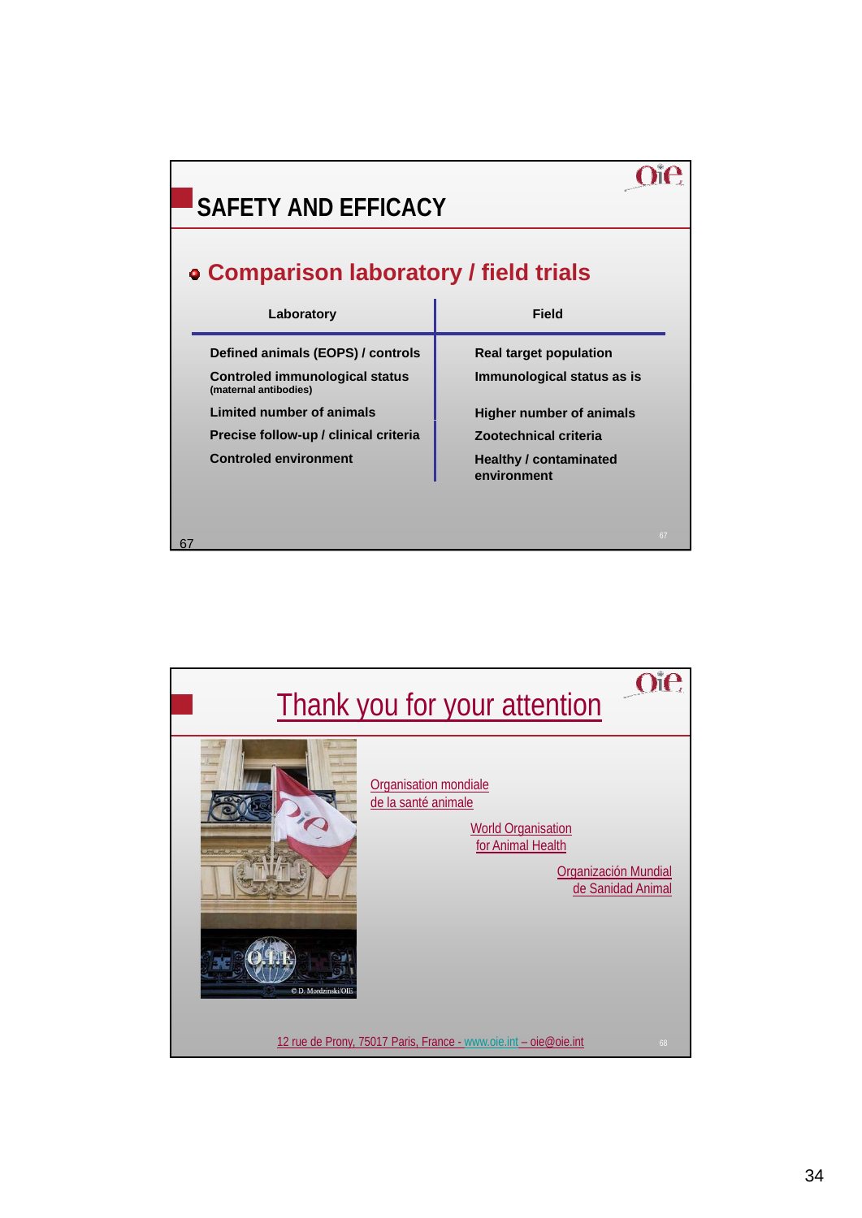## SAFETY AND EFFICACY

### Comparison laboratory / field trials

| Laboratory | Field |
|---|---|
| Defined animals (EOPS) / controls | Real target population |
| Controled immunological status (maternal antibodies) | Immunological status as is |
| Limited number of animals | Higher number of animals |
| Precise follow-up / clinical criteria | Zootechnical criteria |
| Controled environment | Healthy / contaminated environment |

## Thank you for your attention

Organisation mondiale de la santé animale

World Organisation for Animal Health

Organización Mundial de Sanidad Animal

© D. Mordzinski/OIE

12 rue de Prony, 75017 Paris, France - www.oie.int – oie@oie.int